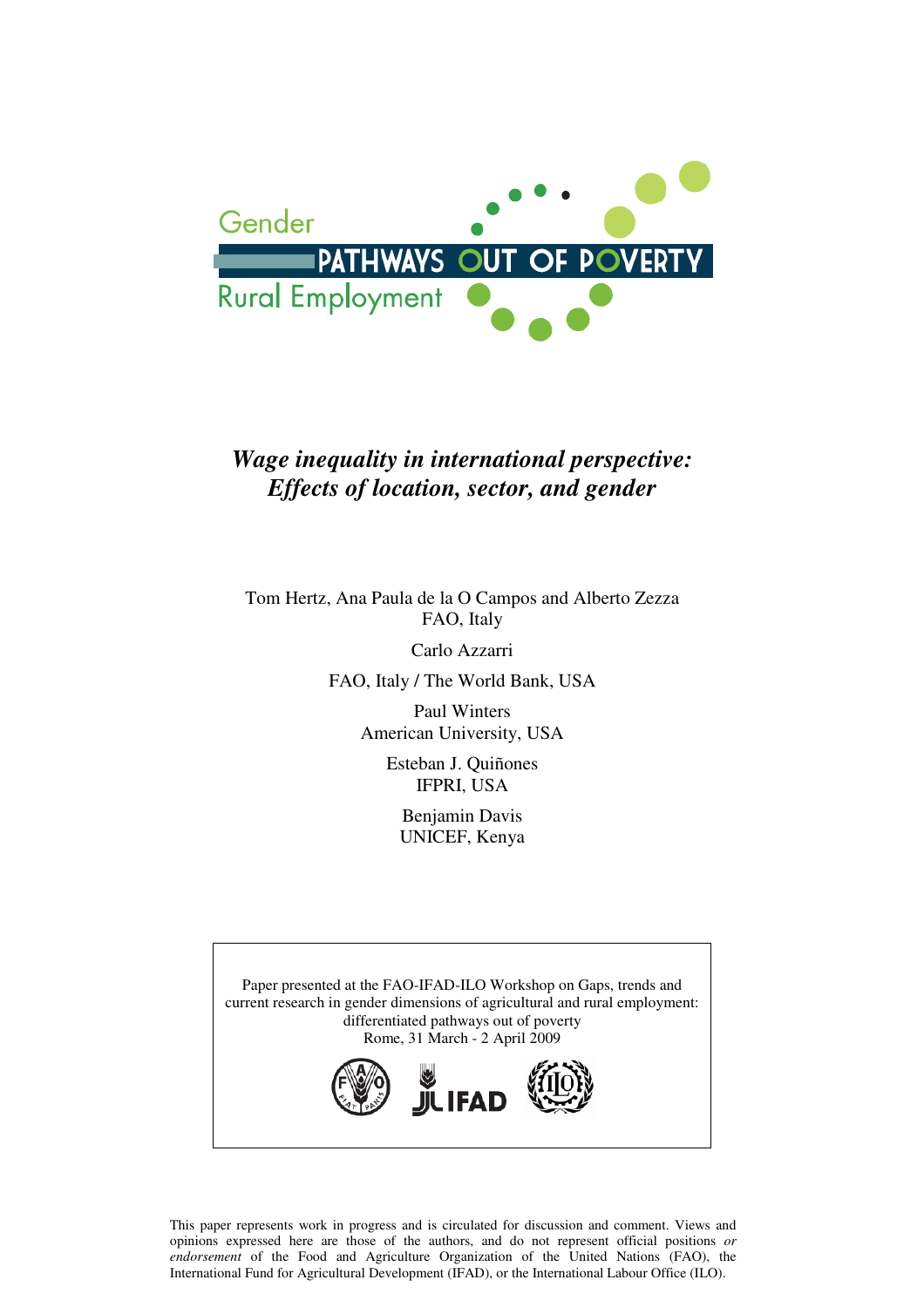Gender

PATHWAYS OUT OF POVERTY

Rural Employment

# *Wage inequality in international perspective: Effects of location, sector, and gender*

Tom Hertz, Ana Paula de la O Campos and Alberto Zezza
FAO, Italy

Carlo Azzarri

FAO, Italy / The World Bank, USA

Paul Winters
American University, USA

Esteban J. Quiñones
IFPRI, USA

Benjamin Davis
UNICEF, Kenya

Paper presented at the FAO-IFAD-ILO Workshop on Gaps, trends and current research in gender dimensions of agricultural and rural employment: differentiated pathways out of poverty
Rome, 31 March - 2 April 2009

This paper represents work in progress and is circulated for discussion and comment. Views and opinions expressed here are those of the authors, and do not represent official positions *or endorsement* of the Food and Agriculture Organization of the United Nations (FAO), the International Fund for Agricultural Development (IFAD), or the International Labour Office (ILO).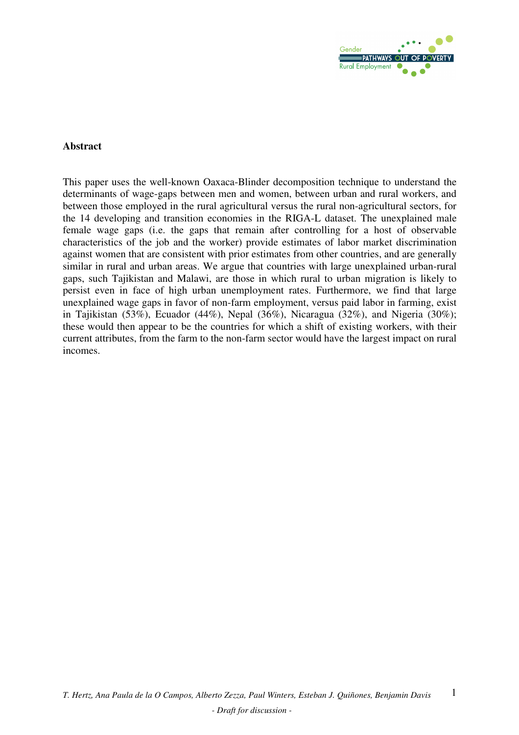## Abstract

This paper uses the well-known Oaxaca-Blinder decomposition technique to understand the determinants of wage-gaps between men and women, between urban and rural workers, and between those employed in the rural agricultural versus the rural non-agricultural sectors, for the 14 developing and transition economies in the RIGA-L dataset. The unexplained male female wage gaps (i.e. the gaps that remain after controlling for a host of observable characteristics of the job and the worker) provide estimates of labor market discrimination against women that are consistent with prior estimates from other countries, and are generally similar in rural and urban areas. We argue that countries with large unexplained urban-rural gaps, such Tajikistan and Malawi, are those in which rural to urban migration is likely to persist even in face of high urban unemployment rates. Furthermore, we find that large unexplained wage gaps in favor of non-farm employment, versus paid labor in farming, exist in Tajikistan (53%), Ecuador (44%), Nepal (36%), Nicaragua (32%), and Nigeria (30%); these would then appear to be the countries for which a shift of existing workers, with their current attributes, from the farm to the non-farm sector would have the largest impact on rural incomes.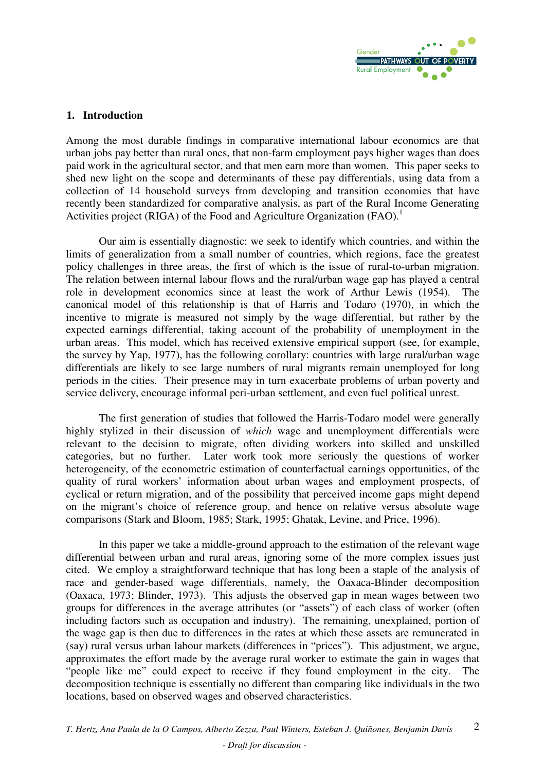## 1. Introduction

Among the most durable findings in comparative international labour economics are that urban jobs pay better than rural ones, that non-farm employment pays higher wages than does paid work in the agricultural sector, and that men earn more than women. This paper seeks to shed new light on the scope and determinants of these pay differentials, using data from a collection of 14 household surveys from developing and transition economies that have recently been standardized for comparative analysis, as part of the Rural Income Generating Activities project (RIGA) of the Food and Agriculture Organization (FAO).[1]

Our aim is essentially diagnostic: we seek to identify which countries, and within the limits of generalization from a small number of countries, which regions, face the greatest policy challenges in three areas, the first of which is the issue of rural-to-urban migration. The relation between internal labour flows and the rural/urban wage gap has played a central role in development economics since at least the work of Arthur Lewis (1954). The canonical model of this relationship is that of Harris and Todaro (1970), in which the incentive to migrate is measured not simply by the wage differential, but rather by the expected earnings differential, taking account of the probability of unemployment in the urban areas. This model, which has received extensive empirical support (see, for example, the survey by Yap, 1977), has the following corollary: countries with large rural/urban wage differentials are likely to see large numbers of rural migrants remain unemployed for long periods in the cities. Their presence may in turn exacerbate problems of urban poverty and service delivery, encourage informal peri-urban settlement, and even fuel political unrest.

The first generation of studies that followed the Harris-Todaro model were generally highly stylized in their discussion of *which* wage and unemployment differentials were relevant to the decision to migrate, often dividing workers into skilled and unskilled categories, but no further. Later work took more seriously the questions of worker heterogeneity, of the econometric estimation of counterfactual earnings opportunities, of the quality of rural workers' information about urban wages and employment prospects, of cyclical or return migration, and of the possibility that perceived income gaps might depend on the migrant's choice of reference group, and hence on relative versus absolute wage comparisons (Stark and Bloom, 1985; Stark, 1995; Ghatak, Levine, and Price, 1996).

In this paper we take a middle-ground approach to the estimation of the relevant wage differential between urban and rural areas, ignoring some of the more complex issues just cited. We employ a straightforward technique that has long been a staple of the analysis of race and gender-based wage differentials, namely, the Oaxaca-Blinder decomposition (Oaxaca, 1973; Blinder, 1973). This adjusts the observed gap in mean wages between two groups for differences in the average attributes (or "assets") of each class of worker (often including factors such as occupation and industry). The remaining, unexplained, portion of the wage gap is then due to differences in the rates at which these assets are remunerated in (say) rural versus urban labour markets (differences in "prices"). This adjustment, we argue, approximates the effort made by the average rural worker to estimate the gain in wages that "people like me" could expect to receive if they found employment in the city. The decomposition technique is essentially no different than comparing like individuals in the two locations, based on observed wages and observed characteristics.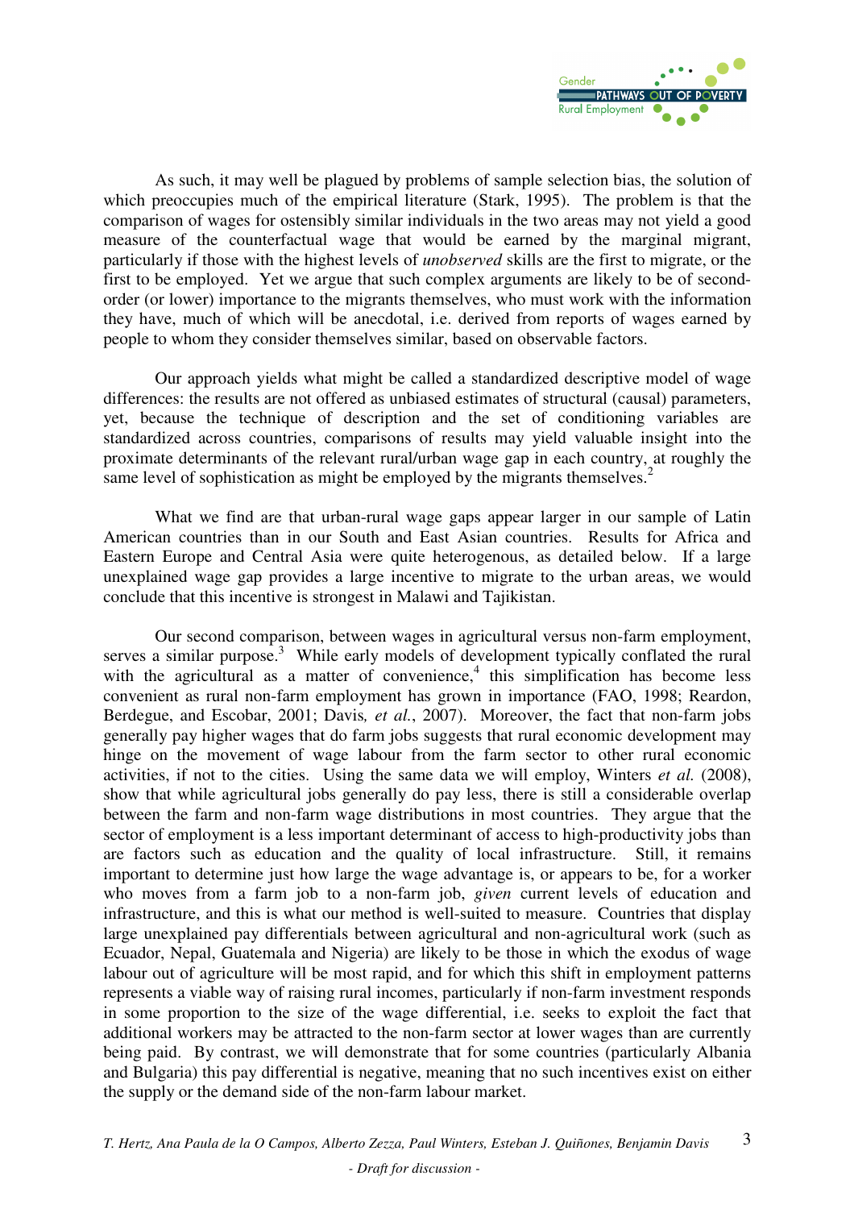As such, it may well be plagued by problems of sample selection bias, the solution of which preoccupies much of the empirical literature (Stark, 1995). The problem is that the comparison of wages for ostensibly similar individuals in the two areas may not yield a good measure of the counterfactual wage that would be earned by the marginal migrant, particularly if those with the highest levels of *unobserved* skills are the first to migrate, or the first to be employed. Yet we argue that such complex arguments are likely to be of second-order (or lower) importance to the migrants themselves, who must work with the information they have, much of which will be anecdotal, i.e. derived from reports of wages earned by people to whom they consider themselves similar, based on observable factors.

Our approach yields what might be called a standardized descriptive model of wage differences: the results are not offered as unbiased estimates of structural (causal) parameters, yet, because the technique of description and the set of conditioning variables are standardized across countries, comparisons of results may yield valuable insight into the proximate determinants of the relevant rural/urban wage gap in each country, at roughly the same level of sophistication as might be employed by the migrants themselves.[2]

What we find are that urban-rural wage gaps appear larger in our sample of Latin American countries than in our South and East Asian countries. Results for Africa and Eastern Europe and Central Asia were quite heterogenous, as detailed below. If a large unexplained wage gap provides a large incentive to migrate to the urban areas, we would conclude that this incentive is strongest in Malawi and Tajikistan.

Our second comparison, between wages in agricultural versus non-farm employment, serves a similar purpose.[3] While early models of development typically conflated the rural with the agricultural as a matter of convenience,[4] this simplification has become less convenient as rural non-farm employment has grown in importance (FAO, 1998; Reardon, Berdegue, and Escobar, 2001; Davis*, et al.*, 2007). Moreover, the fact that non-farm jobs generally pay higher wages that do farm jobs suggests that rural economic development may hinge on the movement of wage labour from the farm sector to other rural economic activities, if not to the cities. Using the same data we will employ, Winters *et al.* (2008), show that while agricultural jobs generally do pay less, there is still a considerable overlap between the farm and non-farm wage distributions in most countries. They argue that the sector of employment is a less important determinant of access to high-productivity jobs than are factors such as education and the quality of local infrastructure. Still, it remains important to determine just how large the wage advantage is, or appears to be, for a worker who moves from a farm job to a non-farm job, *given* current levels of education and infrastructure, and this is what our method is well-suited to measure. Countries that display large unexplained pay differentials between agricultural and non-agricultural work (such as Ecuador, Nepal, Guatemala and Nigeria) are likely to be those in which the exodus of wage labour out of agriculture will be most rapid, and for which this shift in employment patterns represents a viable way of raising rural incomes, particularly if non-farm investment responds in some proportion to the size of the wage differential, i.e. seeks to exploit the fact that additional workers may be attracted to the non-farm sector at lower wages than are currently being paid. By contrast, we will demonstrate that for some countries (particularly Albania and Bulgaria) this pay differential is negative, meaning that no such incentives exist on either the supply or the demand side of the non-farm labour market.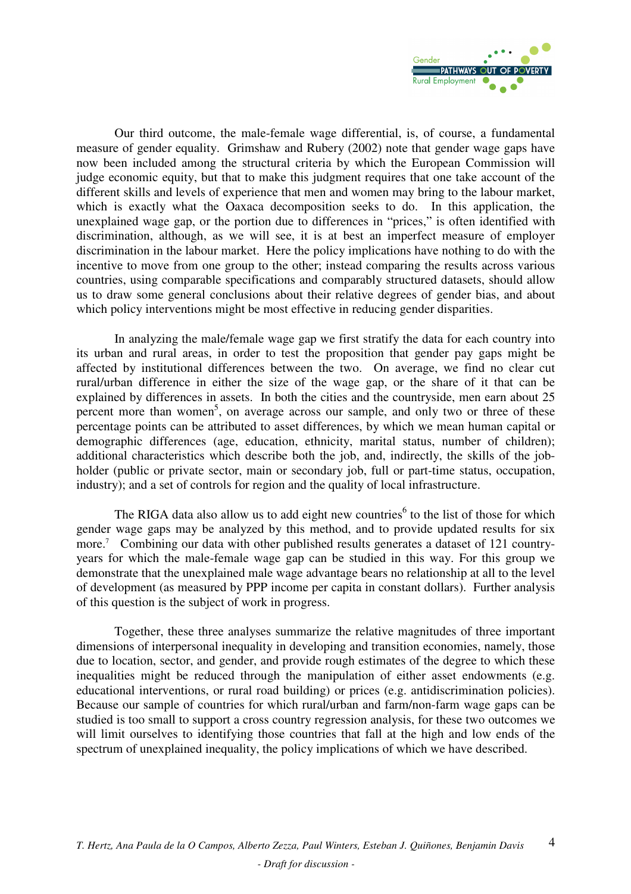Our third outcome, the male-female wage differential, is, of course, a fundamental measure of gender equality. Grimshaw and Rubery (2002) note that gender wage gaps have now been included among the structural criteria by which the European Commission will judge economic equity, but that to make this judgment requires that one take account of the different skills and levels of experience that men and women may bring to the labour market, which is exactly what the Oaxaca decomposition seeks to do. In this application, the unexplained wage gap, or the portion due to differences in "prices," is often identified with discrimination, although, as we will see, it is at best an imperfect measure of employer discrimination in the labour market. Here the policy implications have nothing to do with the incentive to move from one group to the other; instead comparing the results across various countries, using comparable specifications and comparably structured datasets, should allow us to draw some general conclusions about their relative degrees of gender bias, and about which policy interventions might be most effective in reducing gender disparities.

In analyzing the male/female wage gap we first stratify the data for each country into its urban and rural areas, in order to test the proposition that gender pay gaps might be affected by institutional differences between the two. On average, we find no clear cut rural/urban difference in either the size of the wage gap, or the share of it that can be explained by differences in assets. In both the cities and the countryside, men earn about 25 percent more than women[5], on average across our sample, and only two or three of these percentage points can be attributed to asset differences, by which we mean human capital or demographic differences (age, education, ethnicity, marital status, number of children); additional characteristics which describe both the job, and, indirectly, the skills of the job-holder (public or private sector, main or secondary job, full or part-time status, occupation, industry); and a set of controls for region and the quality of local infrastructure.

The RIGA data also allow us to add eight new countries[6] to the list of those for which gender wage gaps may be analyzed by this method, and to provide updated results for six more.[7] Combining our data with other published results generates a dataset of 121 country-years for which the male-female wage gap can be studied in this way. For this group we demonstrate that the unexplained male wage advantage bears no relationship at all to the level of development (as measured by PPP income per capita in constant dollars). Further analysis of this question is the subject of work in progress.

Together, these three analyses summarize the relative magnitudes of three important dimensions of interpersonal inequality in developing and transition economies, namely, those due to location, sector, and gender, and provide rough estimates of the degree to which these inequalities might be reduced through the manipulation of either asset endowments (e.g. educational interventions, or rural road building) or prices (e.g. antidiscrimination policies). Because our sample of countries for which rural/urban and farm/non-farm wage gaps can be studied is too small to support a cross country regression analysis, for these two outcomes we will limit ourselves to identifying those countries that fall at the high and low ends of the spectrum of unexplained inequality, the policy implications of which we have described.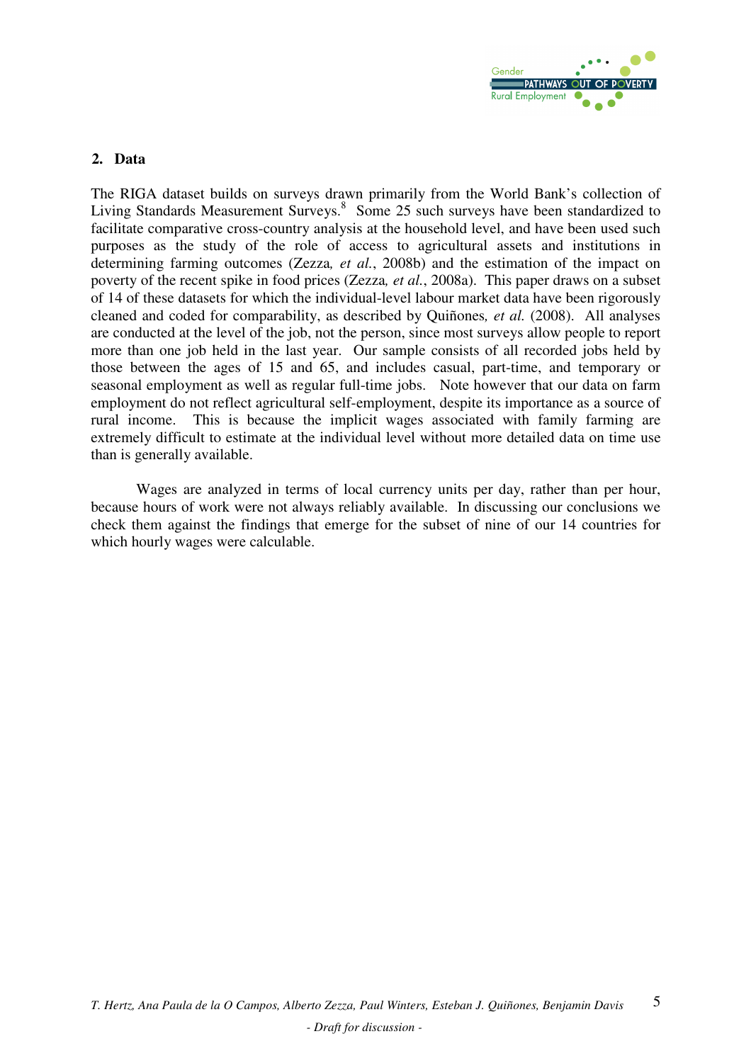## 2. Data

The RIGA dataset builds on surveys drawn primarily from the World Bank's collection of Living Standards Measurement Surveys.[8] Some 25 such surveys have been standardized to facilitate comparative cross-country analysis at the household level, and have been used such purposes as the study of the role of access to agricultural assets and institutions in determining farming outcomes (Zezza*, et al.*, 2008b) and the estimation of the impact on poverty of the recent spike in food prices (Zezza*, et al.*, 2008a). This paper draws on a subset of 14 of these datasets for which the individual-level labour market data have been rigorously cleaned and coded for comparability, as described by Quiñones*, et al.* (2008). All analyses are conducted at the level of the job, not the person, since most surveys allow people to report more than one job held in the last year. Our sample consists of all recorded jobs held by those between the ages of 15 and 65, and includes casual, part-time, and temporary or seasonal employment as well as regular full-time jobs. Note however that our data on farm employment do not reflect agricultural self-employment, despite its importance as a source of rural income. This is because the implicit wages associated with family farming are extremely difficult to estimate at the individual level without more detailed data on time use than is generally available.

Wages are analyzed in terms of local currency units per day, rather than per hour, because hours of work were not always reliably available. In discussing our conclusions we check them against the findings that emerge for the subset of nine of our 14 countries for which hourly wages were calculable.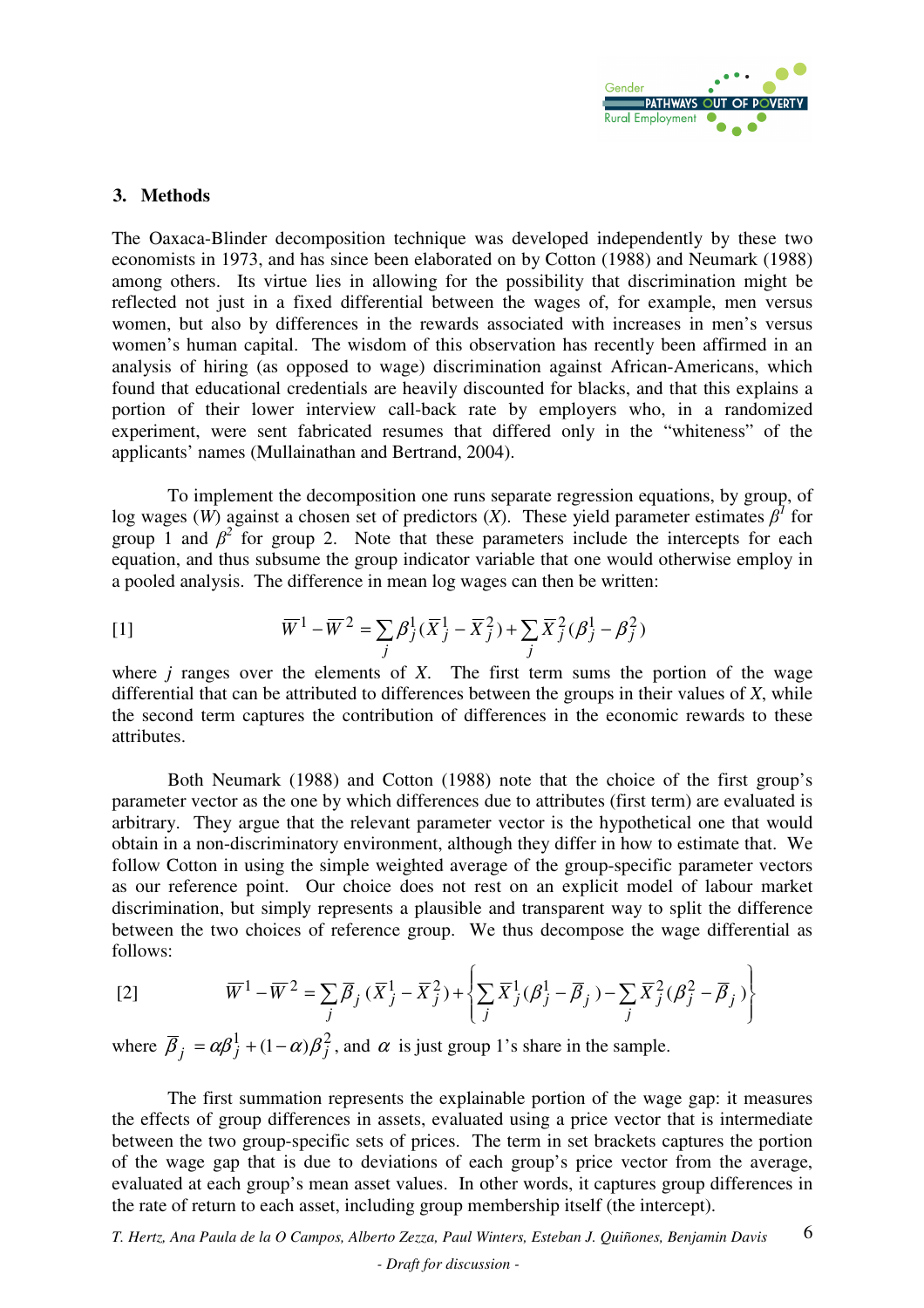## 3. Methods

The Oaxaca-Blinder decomposition technique was developed independently by these two economists in 1973, and has since been elaborated on by Cotton (1988) and Neumark (1988) among others. Its virtue lies in allowing for the possibility that discrimination might be reflected not just in a fixed differential between the wages of, for example, men versus women, but also by differences in the rewards associated with increases in men's versus women's human capital. The wisdom of this observation has recently been affirmed in an analysis of hiring (as opposed to wage) discrimination against African-Americans, which found that educational credentials are heavily discounted for blacks, and that this explains a portion of their lower interview call-back rate by employers who, in a randomized experiment, were sent fabricated resumes that differed only in the "whiteness" of the applicants' names (Mullainathan and Bertrand, 2004).

To implement the decomposition one runs separate regression equations, by group, of log wages ($W$) against a chosen set of predictors ($X$). These yield parameter estimates $\beta^1$ for group 1 and $\beta^2$ for group 2. Note that these parameters include the intercepts for each equation, and thus subsume the group indicator variable that one would otherwise employ in a pooled analysis. The difference in mean log wages can then be written:

$$\overline{W}^1 - \overline{W}^2 = \sum_j \beta_j^1 (\overline{X}_j^1 - \overline{X}_j^2) + \sum_j \overline{X}_j^2 (\beta_j^1 - \beta_j^2) \quad [1]$$

where $j$ ranges over the elements of $X$. The first term sums the portion of the wage differential that can be attributed to differences between the groups in their values of $X$, while the second term captures the contribution of differences in the economic rewards to these attributes.

Both Neumark (1988) and Cotton (1988) note that the choice of the first group's parameter vector as the one by which differences due to attributes (first term) are evaluated is arbitrary. They argue that the relevant parameter vector is the hypothetical one that would obtain in a non-discriminatory environment, although they differ in how to estimate that. We follow Cotton in using the simple weighted average of the group-specific parameter vectors as our reference point. Our choice does not rest on an explicit model of labour market discrimination, but simply represents a plausible and transparent way to split the difference between the two choices of reference group. We thus decompose the wage differential as follows:

$$\overline{W}^1 - \overline{W}^2 = \sum_j \overline{\beta}_j (\overline{X}_j^1 - \overline{X}_j^2) + \left\{ \sum_j \overline{X}_j^1 (\beta_j^1 - \overline{\beta}_j) - \sum_j \overline{X}_j^2 (\beta_j^2 - \overline{\beta}_j) \right\} \quad [2]$$

where $\overline{\beta}_j = \alpha\beta_j^1 + (1-\alpha)\beta_j^2$, and $\alpha$ is just group 1's share in the sample.

The first summation represents the explainable portion of the wage gap: it measures the effects of group differences in assets, evaluated using a price vector that is intermediate between the two group-specific sets of prices. The term in set brackets captures the portion of the wage gap that is due to deviations of each group's price vector from the average, evaluated at each group's mean asset values. In other words, it captures group differences in the rate of return to each asset, including group membership itself (the intercept).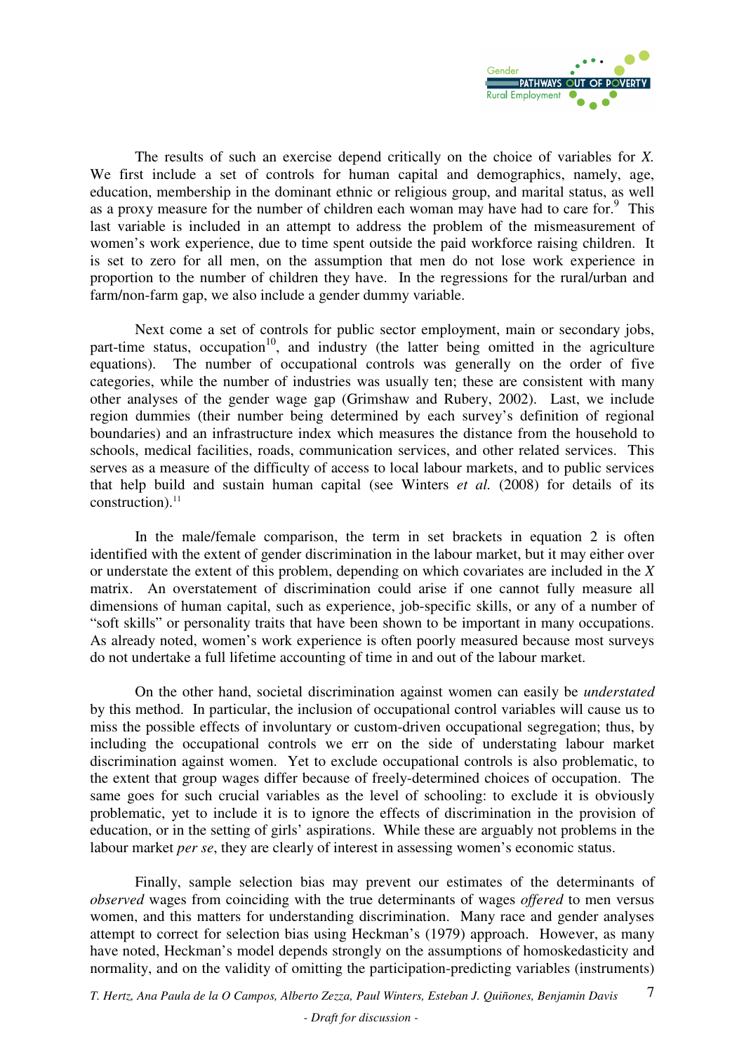The results of such an exercise depend critically on the choice of variables for *X*. We first include a set of controls for human capital and demographics, namely, age, education, membership in the dominant ethnic or religious group, and marital status, as well as a proxy measure for the number of children each woman may have had to care for.[9] This last variable is included in an attempt to address the problem of the mismeasurement of women's work experience, due to time spent outside the paid workforce raising children. It is set to zero for all men, on the assumption that men do not lose work experience in proportion to the number of children they have. In the regressions for the rural/urban and farm/non-farm gap, we also include a gender dummy variable.

Next come a set of controls for public sector employment, main or secondary jobs, part-time status, occupation[10], and industry (the latter being omitted in the agriculture equations). The number of occupational controls was generally on the order of five categories, while the number of industries was usually ten; these are consistent with many other analyses of the gender wage gap (Grimshaw and Rubery, 2002). Last, we include region dummies (their number being determined by each survey's definition of regional boundaries) and an infrastructure index which measures the distance from the household to schools, medical facilities, roads, communication services, and other related services. This serves as a measure of the difficulty of access to local labour markets, and to public services that help build and sustain human capital (see Winters *et al.* (2008) for details of its construction).[11]

In the male/female comparison, the term in set brackets in equation 2 is often identified with the extent of gender discrimination in the labour market, but it may either over or understate the extent of this problem, depending on which covariates are included in the *X* matrix. An overstatement of discrimination could arise if one cannot fully measure all dimensions of human capital, such as experience, job-specific skills, or any of a number of "soft skills" or personality traits that have been shown to be important in many occupations. As already noted, women's work experience is often poorly measured because most surveys do not undertake a full lifetime accounting of time in and out of the labour market.

On the other hand, societal discrimination against women can easily be *understated* by this method. In particular, the inclusion of occupational control variables will cause us to miss the possible effects of involuntary or custom-driven occupational segregation; thus, by including the occupational controls we err on the side of understating labour market discrimination against women. Yet to exclude occupational controls is also problematic, to the extent that group wages differ because of freely-determined choices of occupation. The same goes for such crucial variables as the level of schooling: to exclude it is obviously problematic, yet to include it is to ignore the effects of discrimination in the provision of education, or in the setting of girls' aspirations. While these are arguably not problems in the labour market *per se*, they are clearly of interest in assessing women's economic status.

Finally, sample selection bias may prevent our estimates of the determinants of *observed* wages from coinciding with the true determinants of wages *offered* to men versus women, and this matters for understanding discrimination. Many race and gender analyses attempt to correct for selection bias using Heckman's (1979) approach. However, as many have noted, Heckman's model depends strongly on the assumptions of homoskedasticity and normality, and on the validity of omitting the participation-predicting variables (instruments)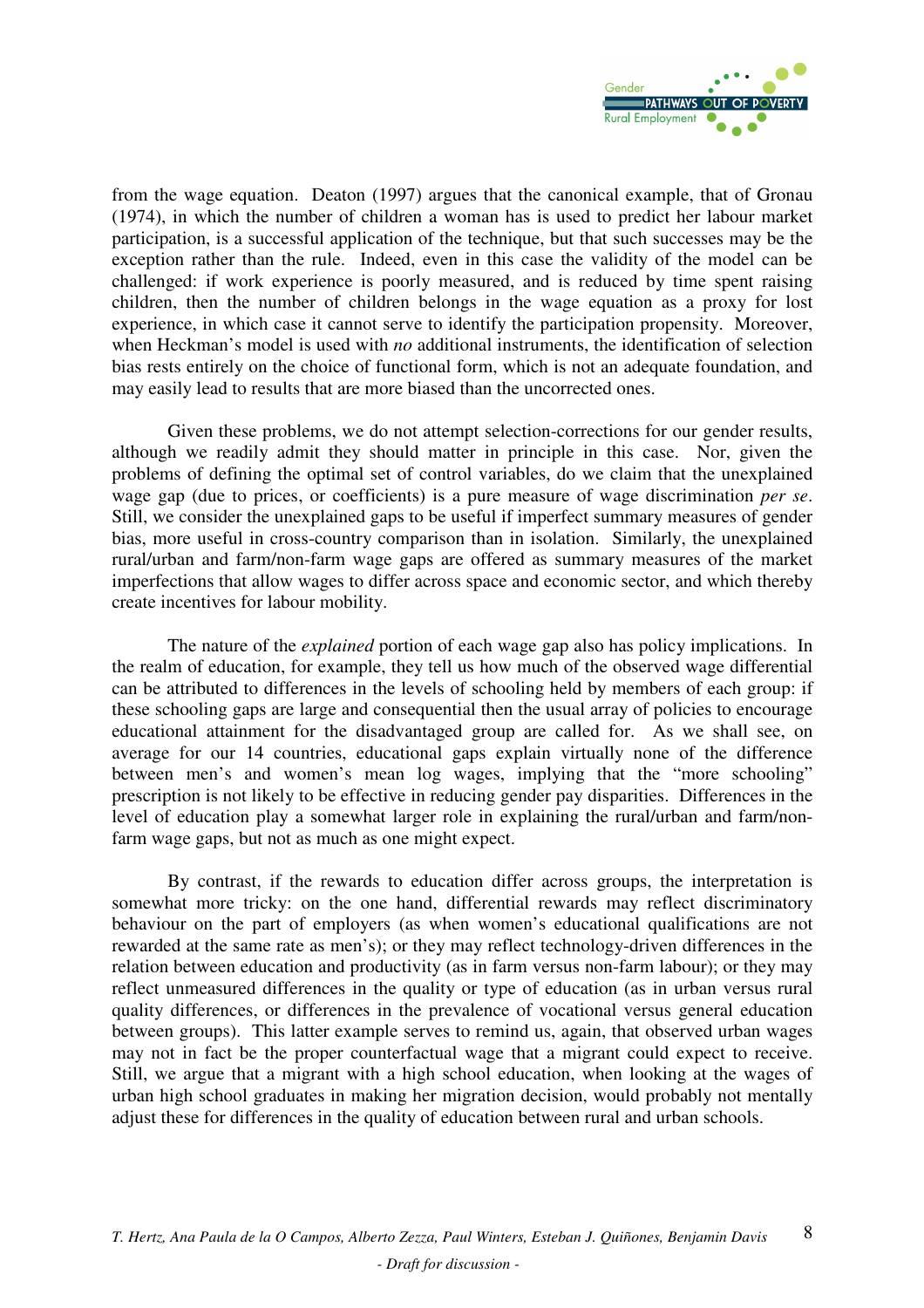from the wage equation. Deaton (1997) argues that the canonical example, that of Gronau (1974), in which the number of children a woman has is used to predict her labour market participation, is a successful application of the technique, but that such successes may be the exception rather than the rule. Indeed, even in this case the validity of the model can be challenged: if work experience is poorly measured, and is reduced by time spent raising children, then the number of children belongs in the wage equation as a proxy for lost experience, in which case it cannot serve to identify the participation propensity. Moreover, when Heckman's model is used with *no* additional instruments, the identification of selection bias rests entirely on the choice of functional form, which is not an adequate foundation, and may easily lead to results that are more biased than the uncorrected ones.

Given these problems, we do not attempt selection-corrections for our gender results, although we readily admit they should matter in principle in this case. Nor, given the problems of defining the optimal set of control variables, do we claim that the unexplained wage gap (due to prices, or coefficients) is a pure measure of wage discrimination *per se*. Still, we consider the unexplained gaps to be useful if imperfect summary measures of gender bias, more useful in cross-country comparison than in isolation. Similarly, the unexplained rural/urban and farm/non-farm wage gaps are offered as summary measures of the market imperfections that allow wages to differ across space and economic sector, and which thereby create incentives for labour mobility.

The nature of the *explained* portion of each wage gap also has policy implications. In the realm of education, for example, they tell us how much of the observed wage differential can be attributed to differences in the levels of schooling held by members of each group: if these schooling gaps are large and consequential then the usual array of policies to encourage educational attainment for the disadvantaged group are called for. As we shall see, on average for our 14 countries, educational gaps explain virtually none of the difference between men's and women's mean log wages, implying that the "more schooling" prescription is not likely to be effective in reducing gender pay disparities. Differences in the level of education play a somewhat larger role in explaining the rural/urban and farm/non-farm wage gaps, but not as much as one might expect.

By contrast, if the rewards to education differ across groups, the interpretation is somewhat more tricky: on the one hand, differential rewards may reflect discriminatory behaviour on the part of employers (as when women's educational qualifications are not rewarded at the same rate as men's); or they may reflect technology-driven differences in the relation between education and productivity (as in farm versus non-farm labour); or they may reflect unmeasured differences in the quality or type of education (as in urban versus rural quality differences, or differences in the prevalence of vocational versus general education between groups). This latter example serves to remind us, again, that observed urban wages may not in fact be the proper counterfactual wage that a migrant could expect to receive. Still, we argue that a migrant with a high school education, when looking at the wages of urban high school graduates in making her migration decision, would probably not mentally adjust these for differences in the quality of education between rural and urban schools.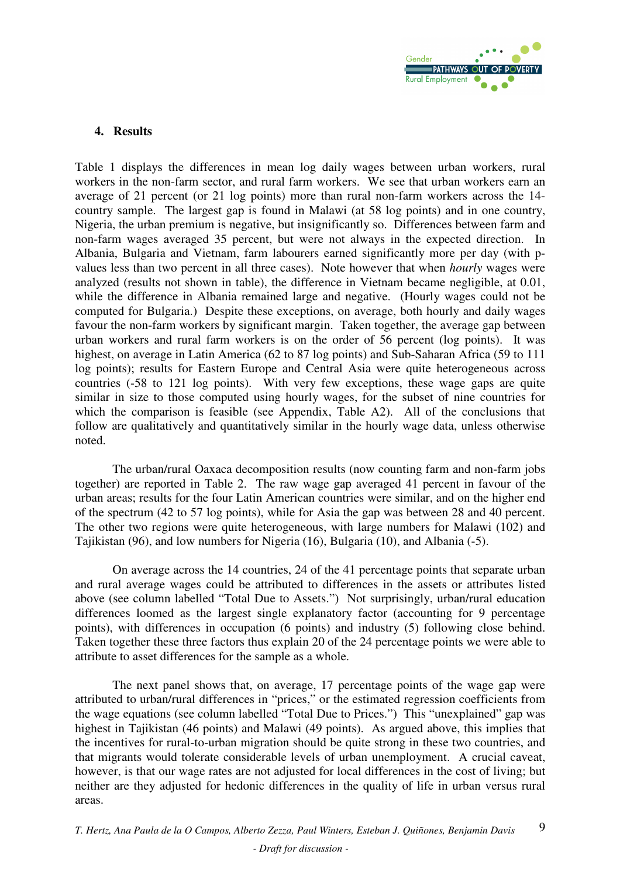## 4. Results

Table 1 displays the differences in mean log daily wages between urban workers, rural workers in the non-farm sector, and rural farm workers. We see that urban workers earn an average of 21 percent (or 21 log points) more than rural non-farm workers across the 14-country sample. The largest gap is found in Malawi (at 58 log points) and in one country, Nigeria, the urban premium is negative, but insignificantly so. Differences between farm and non-farm wages averaged 35 percent, but were not always in the expected direction. In Albania, Bulgaria and Vietnam, farm labourers earned significantly more per day (with p-values less than two percent in all three cases). Note however that when *hourly* wages were analyzed (results not shown in table), the difference in Vietnam became negligible, at 0.01, while the difference in Albania remained large and negative. (Hourly wages could not be computed for Bulgaria.) Despite these exceptions, on average, both hourly and daily wages favour the non-farm workers by significant margin. Taken together, the average gap between urban workers and rural farm workers is on the order of 56 percent (log points). It was highest, on average in Latin America (62 to 87 log points) and Sub-Saharan Africa (59 to 111 log points); results for Eastern Europe and Central Asia were quite heterogeneous across countries (-58 to 121 log points). With very few exceptions, these wage gaps are quite similar in size to those computed using hourly wages, for the subset of nine countries for which the comparison is feasible (see Appendix, Table A2). All of the conclusions that follow are qualitatively and quantitatively similar in the hourly wage data, unless otherwise noted.

The urban/rural Oaxaca decomposition results (now counting farm and non-farm jobs together) are reported in Table 2. The raw wage gap averaged 41 percent in favour of the urban areas; results for the four Latin American countries were similar, and on the higher end of the spectrum (42 to 57 log points), while for Asia the gap was between 28 and 40 percent. The other two regions were quite heterogeneous, with large numbers for Malawi (102) and Tajikistan (96), and low numbers for Nigeria (16), Bulgaria (10), and Albania (-5).

On average across the 14 countries, 24 of the 41 percentage points that separate urban and rural average wages could be attributed to differences in the assets or attributes listed above (see column labelled "Total Due to Assets.") Not surprisingly, urban/rural education differences loomed as the largest single explanatory factor (accounting for 9 percentage points), with differences in occupation (6 points) and industry (5) following close behind. Taken together these three factors thus explain 20 of the 24 percentage points we were able to attribute to asset differences for the sample as a whole.

The next panel shows that, on average, 17 percentage points of the wage gap were attributed to urban/rural differences in "prices," or the estimated regression coefficients from the wage equations (see column labelled "Total Due to Prices.") This "unexplained" gap was highest in Tajikistan (46 points) and Malawi (49 points). As argued above, this implies that the incentives for rural-to-urban migration should be quite strong in these two countries, and that migrants would tolerate considerable levels of urban unemployment. A crucial caveat, however, is that our wage rates are not adjusted for local differences in the cost of living; but neither are they adjusted for hedonic differences in the quality of life in urban versus rural areas.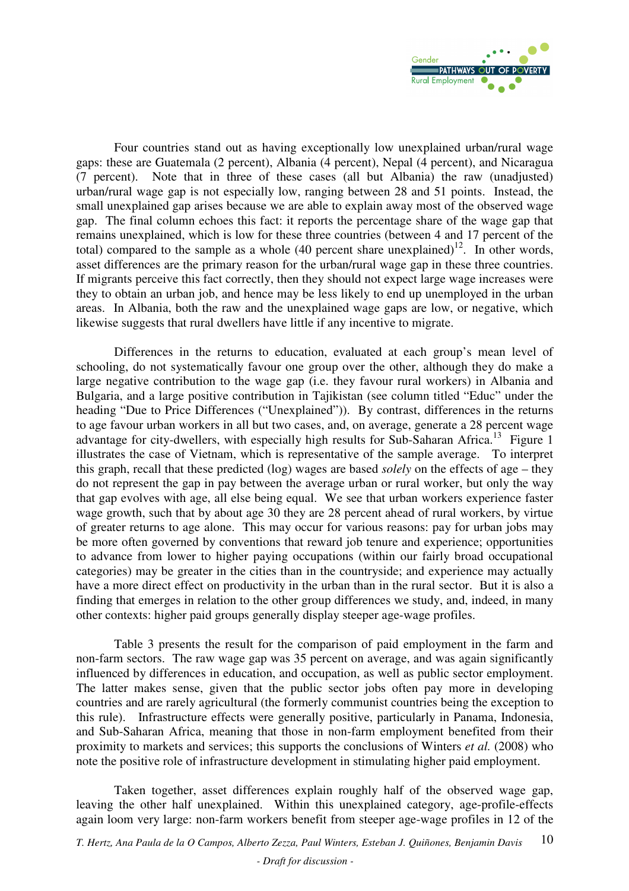Four countries stand out as having exceptionally low unexplained urban/rural wage gaps: these are Guatemala (2 percent), Albania (4 percent), Nepal (4 percent), and Nicaragua (7 percent). Note that in three of these cases (all but Albania) the raw (unadjusted) urban/rural wage gap is not especially low, ranging between 28 and 51 points. Instead, the small unexplained gap arises because we are able to explain away most of the observed wage gap. The final column echoes this fact: it reports the percentage share of the wage gap that remains unexplained, which is low for these three countries (between 4 and 17 percent of the total) compared to the sample as a whole (40 percent share unexplained)[12]. In other words, asset differences are the primary reason for the urban/rural wage gap in these three countries. If migrants perceive this fact correctly, then they should not expect large wage increases were they to obtain an urban job, and hence may be less likely to end up unemployed in the urban areas. In Albania, both the raw and the unexplained wage gaps are low, or negative, which likewise suggests that rural dwellers have little if any incentive to migrate.

Differences in the returns to education, evaluated at each group's mean level of schooling, do not systematically favour one group over the other, although they do make a large negative contribution to the wage gap (i.e. they favour rural workers) in Albania and Bulgaria, and a large positive contribution in Tajikistan (see column titled "Educ" under the heading "Due to Price Differences ("Unexplained")). By contrast, differences in the returns to age favour urban workers in all but two cases, and, on average, generate a 28 percent wage advantage for city-dwellers, with especially high results for Sub-Saharan Africa.[13] Figure 1 illustrates the case of Vietnam, which is representative of the sample average. To interpret this graph, recall that these predicted (log) wages are based *solely* on the effects of age – they do not represent the gap in pay between the average urban or rural worker, but only the way that gap evolves with age, all else being equal. We see that urban workers experience faster wage growth, such that by about age 30 they are 28 percent ahead of rural workers, by virtue of greater returns to age alone. This may occur for various reasons: pay for urban jobs may be more often governed by conventions that reward job tenure and experience; opportunities to advance from lower to higher paying occupations (within our fairly broad occupational categories) may be greater in the cities than in the countryside; and experience may actually have a more direct effect on productivity in the urban than in the rural sector. But it is also a finding that emerges in relation to the other group differences we study, and, indeed, in many other contexts: higher paid groups generally display steeper age-wage profiles.

Table 3 presents the result for the comparison of paid employment in the farm and non-farm sectors. The raw wage gap was 35 percent on average, and was again significantly influenced by differences in education, and occupation, as well as public sector employment. The latter makes sense, given that the public sector jobs often pay more in developing countries and are rarely agricultural (the formerly communist countries being the exception to this rule). Infrastructure effects were generally positive, particularly in Panama, Indonesia, and Sub-Saharan Africa, meaning that those in non-farm employment benefited from their proximity to markets and services; this supports the conclusions of Winters *et al.* (2008) who note the positive role of infrastructure development in stimulating higher paid employment.

Taken together, asset differences explain roughly half of the observed wage gap, leaving the other half unexplained. Within this unexplained category, age-profile-effects again loom very large: non-farm workers benefit from steeper age-wage profiles in 12 of the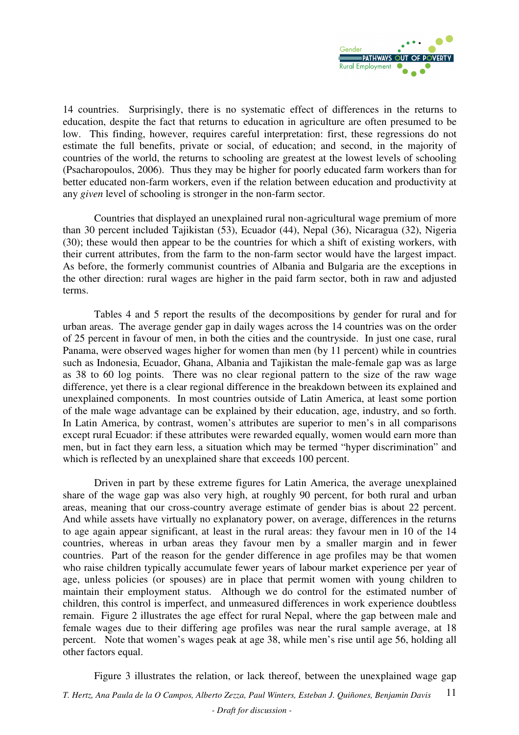14 countries. Surprisingly, there is no systematic effect of differences in the returns to education, despite the fact that returns to education in agriculture are often presumed to be low. This finding, however, requires careful interpretation: first, these regressions do not estimate the full benefits, private or social, of education; and second, in the majority of countries of the world, the returns to schooling are greatest at the lowest levels of schooling (Psacharopoulos, 2006). Thus they may be higher for poorly educated farm workers than for better educated non-farm workers, even if the relation between education and productivity at any *given* level of schooling is stronger in the non-farm sector.

Countries that displayed an unexplained rural non-agricultural wage premium of more than 30 percent included Tajikistan (53), Ecuador (44), Nepal (36), Nicaragua (32), Nigeria (30); these would then appear to be the countries for which a shift of existing workers, with their current attributes, from the farm to the non-farm sector would have the largest impact. As before, the formerly communist countries of Albania and Bulgaria are the exceptions in the other direction: rural wages are higher in the paid farm sector, both in raw and adjusted terms.

Tables 4 and 5 report the results of the decompositions by gender for rural and for urban areas. The average gender gap in daily wages across the 14 countries was on the order of 25 percent in favour of men, in both the cities and the countryside. In just one case, rural Panama, were observed wages higher for women than men (by 11 percent) while in countries such as Indonesia, Ecuador, Ghana, Albania and Tajikistan the male-female gap was as large as 38 to 60 log points. There was no clear regional pattern to the size of the raw wage difference, yet there is a clear regional difference in the breakdown between its explained and unexplained components. In most countries outside of Latin America, at least some portion of the male wage advantage can be explained by their education, age, industry, and so forth. In Latin America, by contrast, women's attributes are superior to men's in all comparisons except rural Ecuador: if these attributes were rewarded equally, women would earn more than men, but in fact they earn less, a situation which may be termed "hyper discrimination" and which is reflected by an unexplained share that exceeds 100 percent.

Driven in part by these extreme figures for Latin America, the average unexplained share of the wage gap was also very high, at roughly 90 percent, for both rural and urban areas, meaning that our cross-country average estimate of gender bias is about 22 percent. And while assets have virtually no explanatory power, on average, differences in the returns to age again appear significant, at least in the rural areas: they favour men in 10 of the 14 countries, whereas in urban areas they favour men by a smaller margin and in fewer countries. Part of the reason for the gender difference in age profiles may be that women who raise children typically accumulate fewer years of labour market experience per year of age, unless policies (or spouses) are in place that permit women with young children to maintain their employment status. Although we do control for the estimated number of children, this control is imperfect, and unmeasured differences in work experience doubtless remain. Figure 2 illustrates the age effect for rural Nepal, where the gap between male and female wages due to their differing age profiles was near the rural sample average, at 18 percent. Note that women's wages peak at age 38, while men's rise until age 56, holding all other factors equal.

Figure 3 illustrates the relation, or lack thereof, between the unexplained wage gap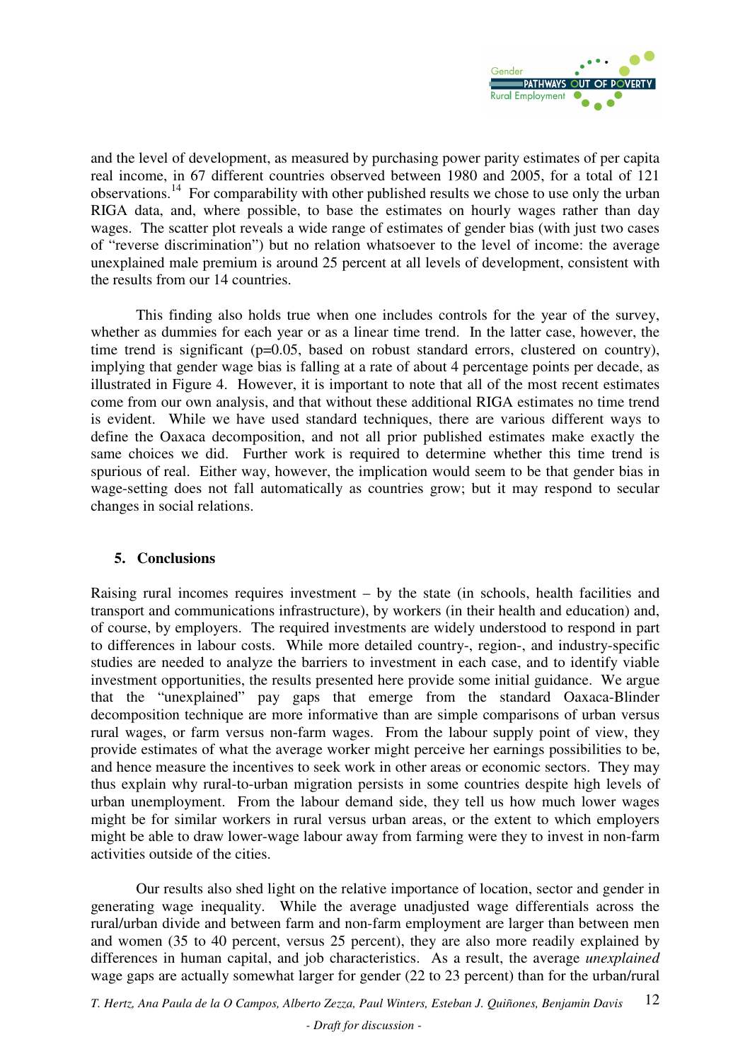and the level of development, as measured by purchasing power parity estimates of per capita real income, in 67 different countries observed between 1980 and 2005, for a total of 121 observations.[14] For comparability with other published results we chose to use only the urban RIGA data, and, where possible, to base the estimates on hourly wages rather than day wages. The scatter plot reveals a wide range of estimates of gender bias (with just two cases of "reverse discrimination") but no relation whatsoever to the level of income: the average unexplained male premium is around 25 percent at all levels of development, consistent with the results from our 14 countries.

This finding also holds true when one includes controls for the year of the survey, whether as dummies for each year or as a linear time trend. In the latter case, however, the time trend is significant (p=0.05, based on robust standard errors, clustered on country), implying that gender wage bias is falling at a rate of about 4 percentage points per decade, as illustrated in Figure 4. However, it is important to note that all of the most recent estimates come from our own analysis, and that without these additional RIGA estimates no time trend is evident. While we have used standard techniques, there are various different ways to define the Oaxaca decomposition, and not all prior published estimates make exactly the same choices we did. Further work is required to determine whether this time trend is spurious of real. Either way, however, the implication would seem to be that gender bias in wage-setting does not fall automatically as countries grow; but it may respond to secular changes in social relations.

## 5. Conclusions

Raising rural incomes requires investment – by the state (in schools, health facilities and transport and communications infrastructure), by workers (in their health and education) and, of course, by employers. The required investments are widely understood to respond in part to differences in labour costs. While more detailed country-, region-, and industry-specific studies are needed to analyze the barriers to investment in each case, and to identify viable investment opportunities, the results presented here provide some initial guidance. We argue that the "unexplained" pay gaps that emerge from the standard Oaxaca-Blinder decomposition technique are more informative than are simple comparisons of urban versus rural wages, or farm versus non-farm wages. From the labour supply point of view, they provide estimates of what the average worker might perceive her earnings possibilities to be, and hence measure the incentives to seek work in other areas or economic sectors. They may thus explain why rural-to-urban migration persists in some countries despite high levels of urban unemployment. From the labour demand side, they tell us how much lower wages might be for similar workers in rural versus urban areas, or the extent to which employers might be able to draw lower-wage labour away from farming were they to invest in non-farm activities outside of the cities.

Our results also shed light on the relative importance of location, sector and gender in generating wage inequality. While the average unadjusted wage differentials across the rural/urban divide and between farm and non-farm employment are larger than between men and women (35 to 40 percent, versus 25 percent), they are also more readily explained by differences in human capital, and job characteristics. As a result, the average *unexplained* wage gaps are actually somewhat larger for gender (22 to 23 percent) than for the urban/rural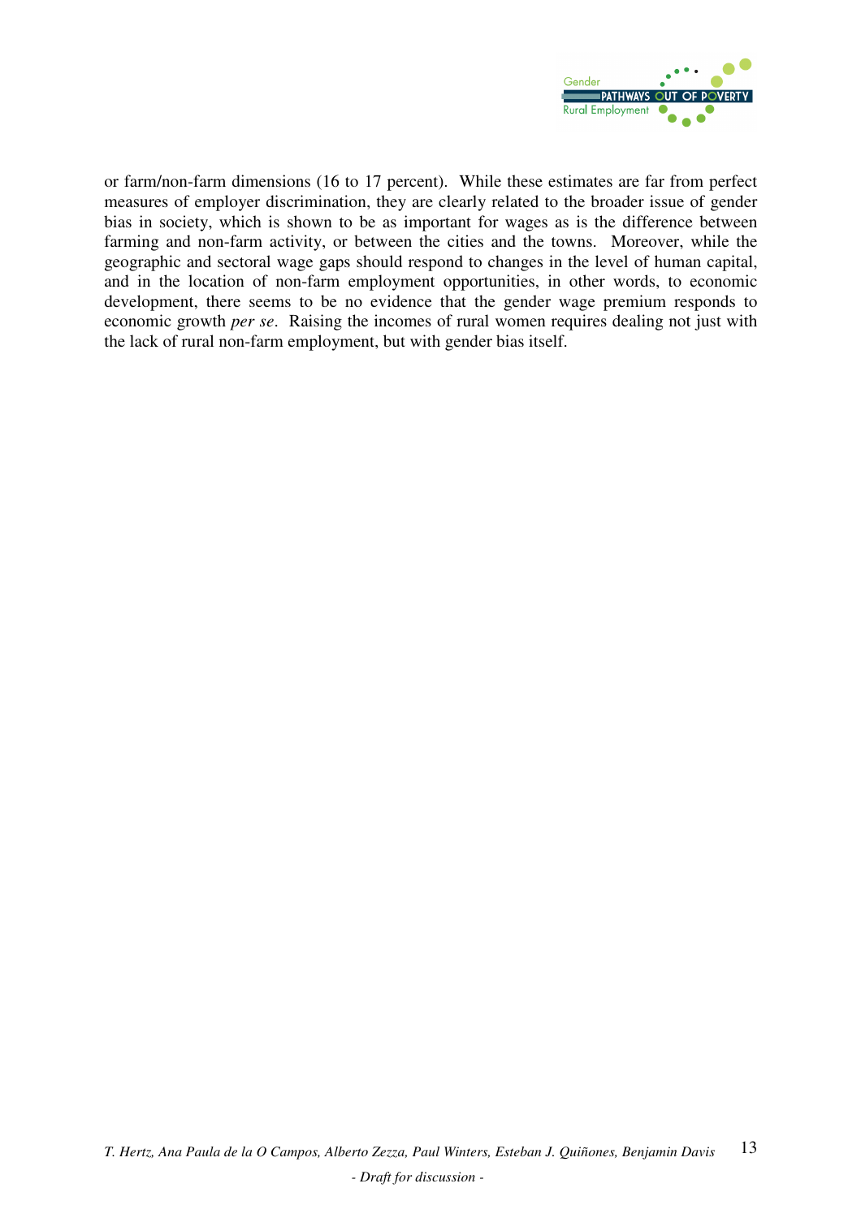or farm/non-farm dimensions (16 to 17 percent). While these estimates are far from perfect measures of employer discrimination, they are clearly related to the broader issue of gender bias in society, which is shown to be as important for wages as is the difference between farming and non-farm activity, or between the cities and the towns. Moreover, while the geographic and sectoral wage gaps should respond to changes in the level of human capital, and in the location of non-farm employment opportunities, in other words, to economic development, there seems to be no evidence that the gender wage premium responds to economic growth *per se*. Raising the incomes of rural women requires dealing not just with the lack of rural non-farm employment, but with gender bias itself.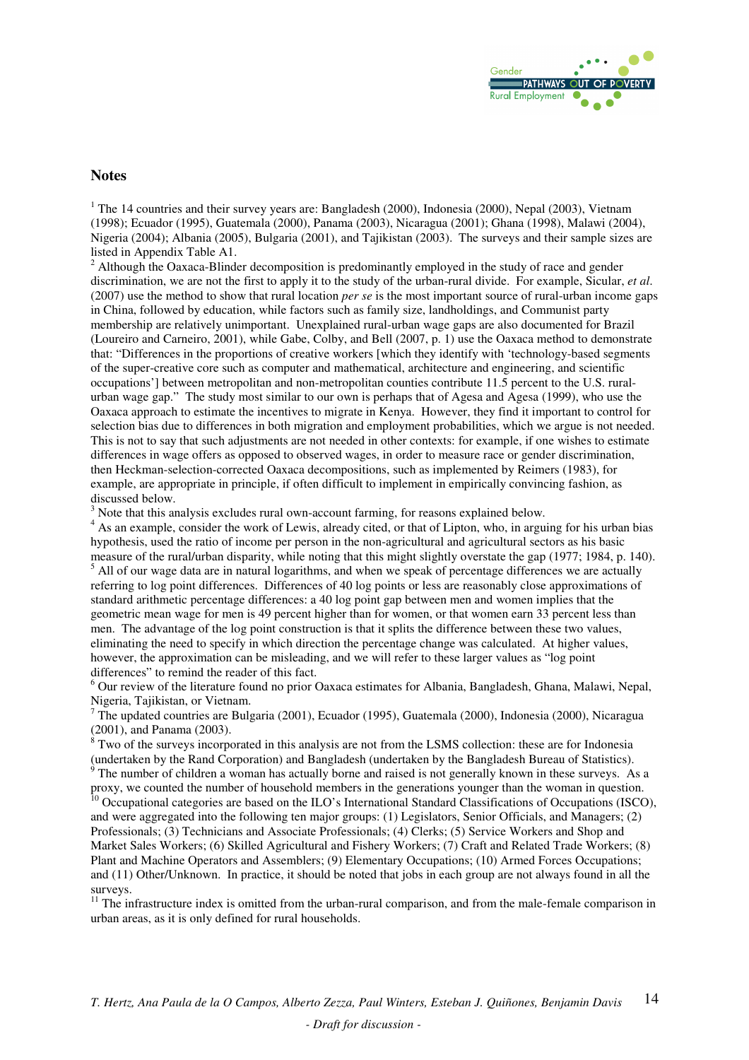## Notes

[1] The 14 countries and their survey years are: Bangladesh (2000), Indonesia (2000), Nepal (2003), Vietnam (1998); Ecuador (1995), Guatemala (2000), Panama (2003), Nicaragua (2001); Ghana (1998), Malawi (2004), Nigeria (2004); Albania (2005), Bulgaria (2001), and Tajikistan (2003). The surveys and their sample sizes are listed in Appendix Table A1.

[2] Although the Oaxaca-Blinder decomposition is predominantly employed in the study of race and gender discrimination, we are not the first to apply it to the study of the urban-rural divide. For example, Sicular, *et al.* (2007) use the method to show that rural location *per se* is the most important source of rural-urban income gaps in China, followed by education, while factors such as family size, landholdings, and Communist party membership are relatively unimportant. Unexplained rural-urban wage gaps are also documented for Brazil (Loureiro and Carneiro, 2001), while Gabe, Colby, and Bell (2007, p. 1) use the Oaxaca method to demonstrate that: "Differences in the proportions of creative workers [which they identify with 'technology-based segments of the super-creative core such as computer and mathematical, architecture and engineering, and scientific occupations'] between metropolitan and non-metropolitan counties contribute 11.5 percent to the U.S. rural-urban wage gap." The study most similar to our own is perhaps that of Agesa and Agesa (1999), who use the Oaxaca approach to estimate the incentives to migrate in Kenya. However, they find it important to control for selection bias due to differences in both migration and employment probabilities, which we argue is not needed. This is not to say that such adjustments are not needed in other contexts: for example, if one wishes to estimate differences in wage offers as opposed to observed wages, in order to measure race or gender discrimination, then Heckman-selection-corrected Oaxaca decompositions, such as implemented by Reimers (1983), for example, are appropriate in principle, if often difficult to implement in empirically convincing fashion, as discussed below.

[3] Note that this analysis excludes rural own-account farming, for reasons explained below.

[4] As an example, consider the work of Lewis, already cited, or that of Lipton, who, in arguing for his urban bias hypothesis, used the ratio of income per person in the non-agricultural and agricultural sectors as his basic measure of the rural/urban disparity, while noting that this might slightly overstate the gap (1977; 1984, p. 140).

[5] All of our wage data are in natural logarithms, and when we speak of percentage differences we are actually referring to log point differences. Differences of 40 log points or less are reasonably close approximations of standard arithmetic percentage differences: a 40 log point gap between men and women implies that the geometric mean wage for men is 49 percent higher than for women, or that women earn 33 percent less than men. The advantage of the log point construction is that it splits the difference between these two values, eliminating the need to specify in which direction the percentage change was calculated. At higher values, however, the approximation can be misleading, and we will refer to these larger values as "log point differences" to remind the reader of this fact.

[6] Our review of the literature found no prior Oaxaca estimates for Albania, Bangladesh, Ghana, Malawi, Nepal, Nigeria, Tajikistan, or Vietnam.

[7] The updated countries are Bulgaria (2001), Ecuador (1995), Guatemala (2000), Indonesia (2000), Nicaragua (2001), and Panama (2003).

[8] Two of the surveys incorporated in this analysis are not from the LSMS collection: these are for Indonesia (undertaken by the Rand Corporation) and Bangladesh (undertaken by the Bangladesh Bureau of Statistics).

[9] The number of children a woman has actually borne and raised is not generally known in these surveys. As a proxy, we counted the number of household members in the generations younger than the woman in question.

[10] Occupational categories are based on the ILO's International Standard Classifications of Occupations (ISCO), and were aggregated into the following ten major groups: (1) Legislators, Senior Officials, and Managers; (2) Professionals; (3) Technicians and Associate Professionals; (4) Clerks; (5) Service Workers and Shop and Market Sales Workers; (6) Skilled Agricultural and Fishery Workers; (7) Craft and Related Trade Workers; (8) Plant and Machine Operators and Assemblers; (9) Elementary Occupations; (10) Armed Forces Occupations; and (11) Other/Unknown. In practice, it should be noted that jobs in each group are not always found in all the surveys.

[11] The infrastructure index is omitted from the urban-rural comparison, and from the male-female comparison in urban areas, as it is only defined for rural households.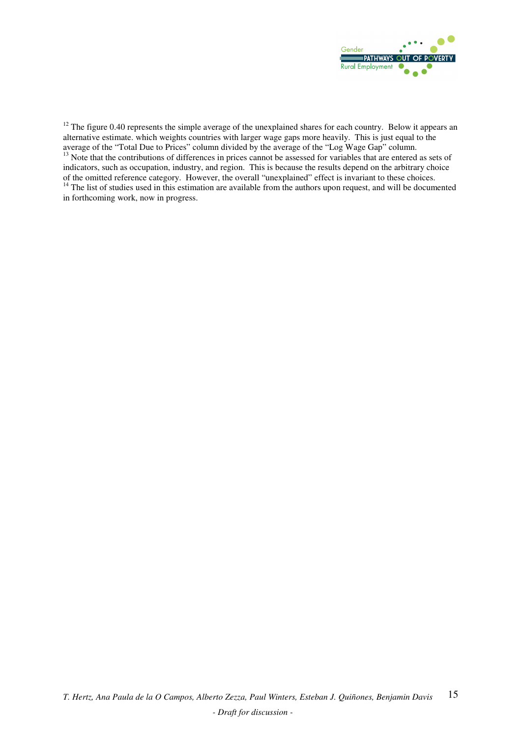[12] The figure 0.40 represents the simple average of the unexplained shares for each country. Below it appears an alternative estimate. which weights countries with larger wage gaps more heavily. This is just equal to the average of the "Total Due to Prices" column divided by the average of the "Log Wage Gap" column.

[13] Note that the contributions of differences in prices cannot be assessed for variables that are entered as sets of indicators, such as occupation, industry, and region. This is because the results depend on the arbitrary choice of the omitted reference category. However, the overall "unexplained" effect is invariant to these choices.

[14] The list of studies used in this estimation are available from the authors upon request, and will be documented in forthcoming work, now in progress.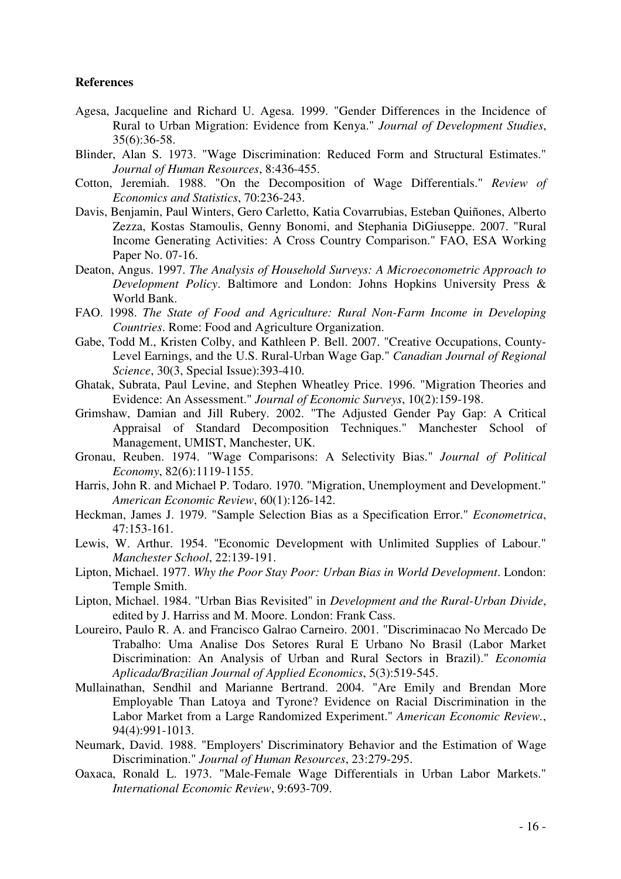**References**

Agesa, Jacqueline and Richard U. Agesa. 1999. "Gender Differences in the Incidence of Rural to Urban Migration: Evidence from Kenya." *Journal of Development Studies*, 35(6):36-58.

Blinder, Alan S. 1973. "Wage Discrimination: Reduced Form and Structural Estimates." *Journal of Human Resources*, 8:436-455.

Cotton, Jeremiah. 1988. "On the Decomposition of Wage Differentials." *Review of Economics and Statistics*, 70:236-243.

Davis, Benjamin, Paul Winters, Gero Carletto, Katia Covarrubias, Esteban Quiñones, Alberto Zezza, Kostas Stamoulis, Genny Bonomi, and Stephania DiGiuseppe. 2007. "Rural Income Generating Activities: A Cross Country Comparison." FAO, ESA Working Paper No. 07-16.

Deaton, Angus. 1997. *The Analysis of Household Surveys: A Microeconometric Approach to Development Policy*. Baltimore and London: Johns Hopkins University Press & World Bank.

FAO. 1998. *The State of Food and Agriculture: Rural Non-Farm Income in Developing Countries*. Rome: Food and Agriculture Organization.

Gabe, Todd M., Kristen Colby, and Kathleen P. Bell. 2007. "Creative Occupations, County-Level Earnings, and the U.S. Rural-Urban Wage Gap." *Canadian Journal of Regional Science*, 30(3, Special Issue):393-410.

Ghatak, Subrata, Paul Levine, and Stephen Wheatley Price. 1996. "Migration Theories and Evidence: An Assessment." *Journal of Economic Surveys*, 10(2):159-198.

Grimshaw, Damian and Jill Rubery. 2002. "The Adjusted Gender Pay Gap: A Critical Appraisal of Standard Decomposition Techniques." Manchester School of Management, UMIST, Manchester, UK.

Gronau, Reuben. 1974. "Wage Comparisons: A Selectivity Bias." *Journal of Political Economy*, 82(6):1119-1155.

Harris, John R. and Michael P. Todaro. 1970. "Migration, Unemployment and Development." *American Economic Review*, 60(1):126-142.

Heckman, James J. 1979. "Sample Selection Bias as a Specification Error." *Econometrica*, 47:153-161.

Lewis, W. Arthur. 1954. "Economic Development with Unlimited Supplies of Labour." *Manchester School*, 22:139-191.

Lipton, Michael. 1977. *Why the Poor Stay Poor: Urban Bias in World Development*. London: Temple Smith.

Lipton, Michael. 1984. "Urban Bias Revisited" in *Development and the Rural-Urban Divide*, edited by J. Harriss and M. Moore. London: Frank Cass.

Loureiro, Paulo R. A. and Francisco Galrao Carneiro. 2001. "Discriminacao No Mercado De Trabalho: Uma Analise Dos Setores Rural E Urbano No Brasil (Labor Market Discrimination: An Analysis of Urban and Rural Sectors in Brazil)." *Economia Aplicada/Brazilian Journal of Applied Economics*, 5(3):519-545.

Mullainathan, Sendhil and Marianne Bertrand. 2004. "Are Emily and Brendan More Employable Than Latoya and Tyrone? Evidence on Racial Discrimination in the Labor Market from a Large Randomized Experiment." *American Economic Review.*, 94(4):991-1013.

Neumark, David. 1988. "Employers' Discriminatory Behavior and the Estimation of Wage Discrimination." *Journal of Human Resources*, 23:279-295.

Oaxaca, Ronald L. 1973. "Male-Female Wage Differentials in Urban Labor Markets." *International Economic Review*, 9:693-709.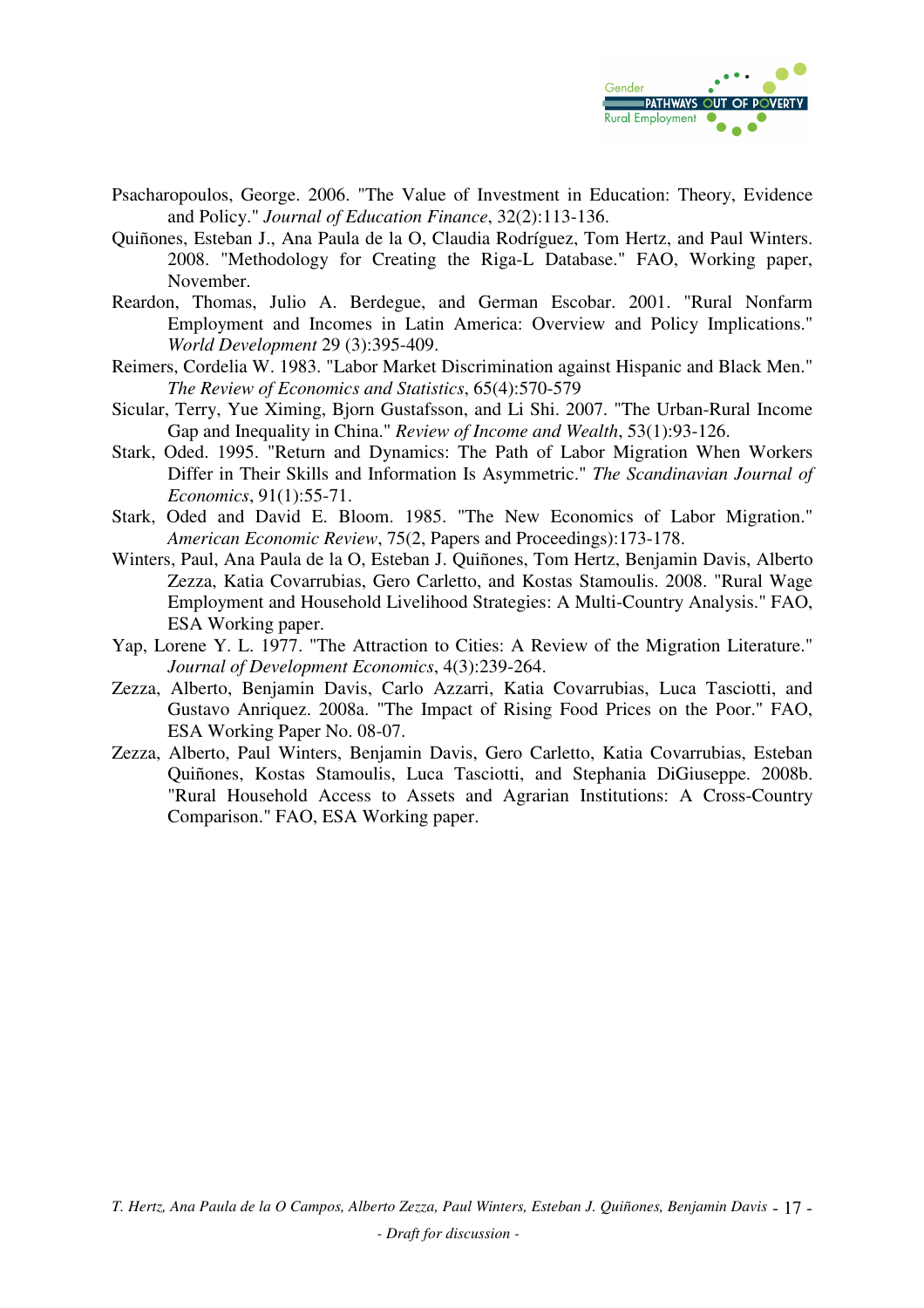Psacharopoulos, George. 2006. "The Value of Investment in Education: Theory, Evidence and Policy." *Journal of Education Finance*, 32(2):113-136.

Quiñones, Esteban J., Ana Paula de la O, Claudia Rodríguez, Tom Hertz, and Paul Winters. 2008. "Methodology for Creating the Riga-L Database." FAO, Working paper, November.

Reardon, Thomas, Julio A. Berdegue, and German Escobar. 2001. "Rural Nonfarm Employment and Incomes in Latin America: Overview and Policy Implications." *World Development* 29 (3):395-409.

Reimers, Cordelia W. 1983. "Labor Market Discrimination against Hispanic and Black Men." *The Review of Economics and Statistics*, 65(4):570-579

Sicular, Terry, Yue Ximing, Bjorn Gustafsson, and Li Shi. 2007. "The Urban-Rural Income Gap and Inequality in China." *Review of Income and Wealth*, 53(1):93-126.

Stark, Oded. 1995. "Return and Dynamics: The Path of Labor Migration When Workers Differ in Their Skills and Information Is Asymmetric." *The Scandinavian Journal of Economics*, 91(1):55-71.

Stark, Oded and David E. Bloom. 1985. "The New Economics of Labor Migration." *American Economic Review*, 75(2, Papers and Proceedings):173-178.

Winters, Paul, Ana Paula de la O, Esteban J. Quiñones, Tom Hertz, Benjamin Davis, Alberto Zezza, Katia Covarrubias, Gero Carletto, and Kostas Stamoulis. 2008. "Rural Wage Employment and Household Livelihood Strategies: A Multi-Country Analysis." FAO, ESA Working paper.

Yap, Lorene Y. L. 1977. "The Attraction to Cities: A Review of the Migration Literature." *Journal of Development Economics*, 4(3):239-264.

Zezza, Alberto, Benjamin Davis, Carlo Azzarri, Katia Covarrubias, Luca Tasciotti, and Gustavo Anriquez. 2008a. "The Impact of Rising Food Prices on the Poor." FAO, ESA Working Paper No. 08-07.

Zezza, Alberto, Paul Winters, Benjamin Davis, Gero Carletto, Katia Covarrubias, Esteban Quiñones, Kostas Stamoulis, Luca Tasciotti, and Stephania DiGiuseppe. 2008b. "Rural Household Access to Assets and Agrarian Institutions: A Cross-Country Comparison." FAO, ESA Working paper.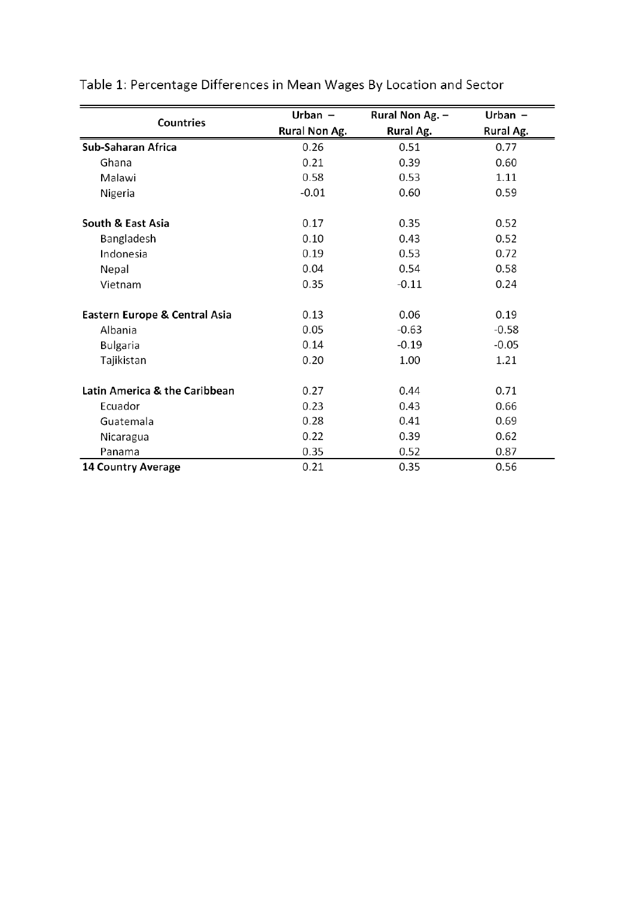Table 1: Percentage Differences in Mean Wages By Location and Sector

| Countries | Urban – Rural Non Ag. | Rural Non Ag. – Rural Ag. | Urban – Rural Ag. |
|---|---|---|---|
| **Sub-Saharan Africa** | 0.26 | 0.51 | 0.77 |
| Ghana | 0.21 | 0.39 | 0.60 |
| Malawi | 0.58 | 0.53 | 1.11 |
| Nigeria | -0.01 | 0.60 | 0.59 |
| **South & East Asia** | 0.17 | 0.35 | 0.52 |
| Bangladesh | 0.10 | 0.43 | 0.52 |
| Indonesia | 0.19 | 0.53 | 0.72 |
| Nepal | 0.04 | 0.54 | 0.58 |
| Vietnam | 0.35 | -0.11 | 0.24 |
| **Eastern Europe & Central Asia** | 0.13 | 0.06 | 0.19 |
| Albania | 0.05 | -0.63 | -0.58 |
| Bulgaria | 0.14 | -0.19 | -0.05 |
| Tajikistan | 0.20 | 1.00 | 1.21 |
| **Latin America & the Caribbean** | 0.27 | 0.44 | 0.71 |
| Ecuador | 0.23 | 0.43 | 0.66 |
| Guatemala | 0.28 | 0.41 | 0.69 |
| Nicaragua | 0.22 | 0.39 | 0.62 |
| Panama | 0.35 | 0.52 | 0.87 |
| **14 Country Average** | 0.21 | 0.35 | 0.56 |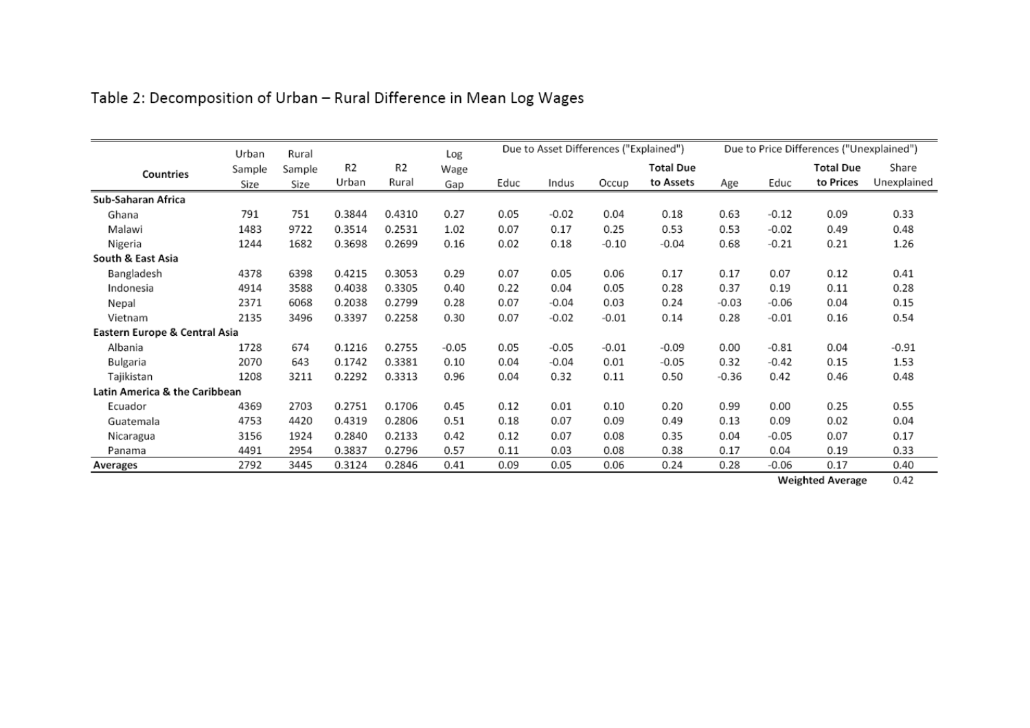Table 2: Decomposition of Urban – Rural Difference in Mean Log Wages

| Countries | Urban Sample Size | Rural Sample Size | R2 Urban | R2 Rural | Log Wage Gap | Due to Asset Differences ("Explained") | | | | Due to Price Differences ("Unexplained") | | | |
|---|---|---|---|---|---|---|---|---|---|---|---|---|---|
| | | | | | | Educ | Indus | Occup | Total Due to Assets | Age | Educ | Total Due to Prices | Share Unexplained |
| **Sub-Saharan Africa** | | | | | | | | | | | | | |
| Ghana | 791 | 751 | 0.3844 | 0.4310 | 0.27 | 0.05 | -0.02 | 0.04 | 0.18 | 0.63 | -0.12 | 0.09 | 0.33 |
| Malawi | 1483 | 9722 | 0.3514 | 0.2531 | 1.02 | 0.07 | 0.17 | 0.25 | 0.53 | 0.53 | -0.02 | 0.49 | 0.48 |
| Nigeria | 1244 | 1682 | 0.3698 | 0.2699 | 0.16 | 0.02 | 0.18 | -0.10 | -0.04 | 0.68 | -0.21 | 0.21 | 1.26 |
| **South & East Asia** | | | | | | | | | | | | | |
| Bangladesh | 4378 | 6398 | 0.4215 | 0.3053 | 0.29 | 0.07 | 0.05 | 0.06 | 0.17 | 0.17 | 0.07 | 0.12 | 0.41 |
| Indonesia | 4914 | 3588 | 0.4038 | 0.3305 | 0.40 | 0.22 | 0.04 | 0.05 | 0.28 | 0.37 | 0.19 | 0.11 | 0.28 |
| Nepal | 2371 | 6068 | 0.2038 | 0.2799 | 0.28 | 0.07 | -0.04 | 0.03 | 0.24 | -0.03 | -0.06 | 0.04 | 0.15 |
| Vietnam | 2135 | 3496 | 0.3397 | 0.2258 | 0.30 | 0.07 | -0.02 | -0.01 | 0.14 | 0.28 | -0.01 | 0.16 | 0.54 |
| **Eastern Europe & Central Asia** | | | | | | | | | | | | | |
| Albania | 1728 | 674 | 0.1216 | 0.2755 | -0.05 | 0.05 | -0.05 | -0.01 | -0.09 | 0.00 | -0.81 | 0.04 | -0.91 |
| Bulgaria | 2070 | 643 | 0.1742 | 0.3381 | 0.10 | 0.04 | -0.04 | 0.01 | -0.05 | 0.32 | -0.42 | 0.15 | 1.53 |
| Tajikistan | 1208 | 3211 | 0.2292 | 0.3313 | 0.96 | 0.04 | 0.32 | 0.11 | 0.50 | -0.36 | 0.42 | 0.46 | 0.48 |
| **Latin America & the Caribbean** | | | | | | | | | | | | | |
| Ecuador | 4369 | 2703 | 0.2751 | 0.1706 | 0.45 | 0.12 | 0.01 | 0.10 | 0.20 | 0.99 | 0.00 | 0.25 | 0.55 |
| Guatemala | 4753 | 4420 | 0.4319 | 0.2806 | 0.51 | 0.18 | 0.07 | 0.09 | 0.49 | 0.13 | 0.09 | 0.02 | 0.04 |
| Nicaragua | 3156 | 1924 | 0.2840 | 0.2133 | 0.42 | 0.12 | 0.07 | 0.08 | 0.35 | 0.04 | -0.05 | 0.07 | 0.17 |
| Panama | 4491 | 2954 | 0.3837 | 0.2796 | 0.57 | 0.11 | 0.03 | 0.08 | 0.38 | 0.17 | 0.04 | 0.19 | 0.33 |
| **Averages** | 2792 | 3445 | 0.3124 | 0.2846 | 0.41 | 0.09 | 0.05 | 0.06 | 0.24 | 0.28 | -0.06 | 0.17 | 0.40 |
| | | | | | | | | | | | | **Weighted Average** | 0.42 |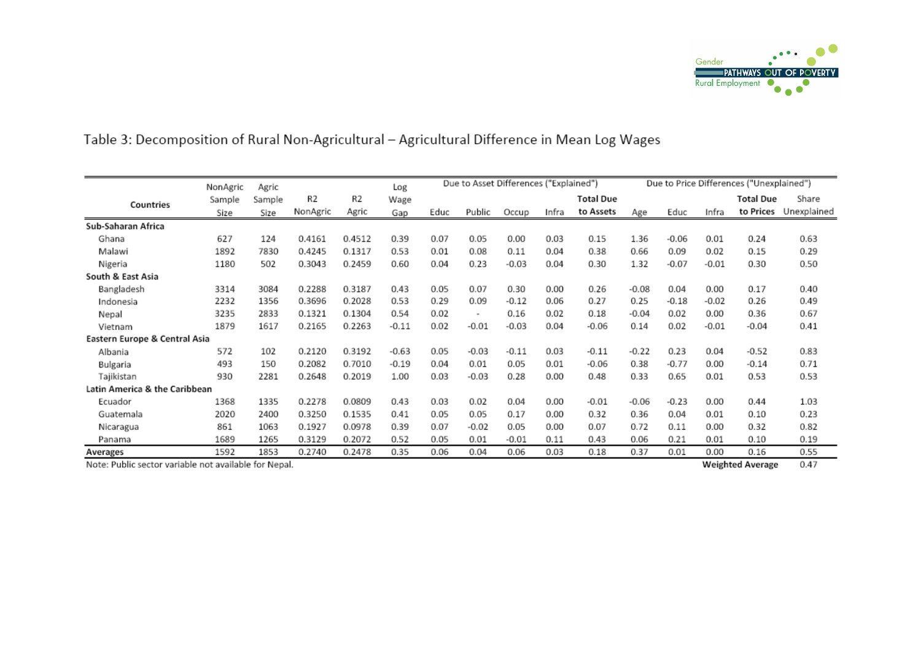Table 3: Decomposition of Rural Non-Agricultural – Agricultural Difference in Mean Log Wages

| Countries | NonAgric Sample Size | Agric Sample Size | R2 NonAgric | R2 Agric | Log Wage Gap | Due to Asset Differences ("Explained") | | | | | Due to Price Differences ("Unexplained") | | | | |
|---|---|---|---|---|---|---|---|---|---|---|---|---|---|---|---|
| | | | | | | Educ | Public | Occup | Infra | Total Due to Assets | Age | Educ | Infra | Total Due to Prices | Share Unexplained |
| **Sub-Saharan Africa** | | | | | | | | | | | | | | | |
| Ghana | 627 | 124 | 0.4161 | 0.4512 | 0.39 | 0.07 | 0.05 | 0.00 | 0.03 | 0.15 | 1.36 | -0.06 | 0.01 | 0.24 | 0.63 |
| Malawi | 1892 | 7830 | 0.4245 | 0.1317 | 0.53 | 0.01 | 0.08 | 0.11 | 0.04 | 0.38 | 0.66 | 0.09 | 0.02 | 0.15 | 0.29 |
| Nigeria | 1180 | 502 | 0.3043 | 0.2459 | 0.60 | 0.04 | 0.23 | -0.03 | 0.04 | 0.30 | 1.32 | -0.07 | -0.01 | 0.30 | 0.50 |
| **South & East Asia** | | | | | | | | | | | | | | | |
| Bangladesh | 3314 | 3084 | 0.2288 | 0.3187 | 0.43 | 0.05 | 0.07 | 0.30 | 0.00 | 0.26 | -0.08 | 0.04 | 0.00 | 0.17 | 0.40 |
| Indonesia | 2232 | 1356 | 0.3696 | 0.2028 | 0.53 | 0.29 | 0.09 | -0.12 | 0.06 | 0.27 | 0.25 | -0.18 | -0.02 | 0.26 | 0.49 |
| Nepal | 3235 | 2833 | 0.1321 | 0.1304 | 0.54 | 0.02 | - | 0.16 | 0.02 | 0.18 | -0.04 | 0.02 | 0.00 | 0.36 | 0.67 |
| Vietnam | 1879 | 1617 | 0.2165 | 0.2263 | -0.11 | 0.02 | -0.01 | -0.03 | 0.04 | -0.06 | 0.14 | 0.02 | -0.01 | -0.04 | 0.41 |
| **Eastern Europe & Central Asia** | | | | | | | | | | | | | | | |
| Albania | 572 | 102 | 0.2120 | 0.3192 | -0.63 | 0.05 | -0.03 | -0.11 | 0.03 | -0.11 | -0.22 | 0.23 | 0.04 | -0.52 | 0.83 |
| Bulgaria | 493 | 150 | 0.2082 | 0.7010 | -0.19 | 0.04 | 0.01 | 0.05 | 0.01 | -0.06 | 0.38 | -0.77 | 0.00 | -0.14 | 0.71 |
| Tajikistan | 930 | 2281 | 0.2648 | 0.2019 | 1.00 | 0.03 | -0.03 | 0.28 | 0.00 | 0.48 | 0.33 | 0.65 | 0.01 | 0.53 | 0.53 |
| **Latin America & the Caribbean** | | | | | | | | | | | | | | | |
| Ecuador | 1368 | 1335 | 0.2278 | 0.0809 | 0.43 | 0.03 | 0.02 | 0.04 | 0.00 | -0.01 | -0.06 | -0.23 | 0.00 | 0.44 | 1.03 |
| Guatemala | 2020 | 2400 | 0.3250 | 0.1535 | 0.41 | 0.05 | 0.05 | 0.17 | 0.00 | 0.32 | 0.36 | 0.04 | 0.01 | 0.10 | 0.23 |
| Nicaragua | 861 | 1063 | 0.1927 | 0.0978 | 0.39 | 0.07 | -0.02 | 0.05 | 0.00 | 0.07 | 0.72 | 0.11 | 0.00 | 0.32 | 0.82 |
| Panama | 1689 | 1265 | 0.3129 | 0.2072 | 0.52 | 0.05 | 0.01 | -0.01 | 0.11 | 0.43 | 0.06 | 0.21 | 0.01 | 0.10 | 0.19 |
| **Averages** | 1592 | 1853 | 0.2740 | 0.2478 | 0.35 | 0.06 | 0.04 | 0.06 | 0.03 | 0.18 | 0.37 | 0.01 | 0.00 | 0.16 | 0.55 |
| | | | | | | | | | | | | | | **Weighted Average** | 0.47 |

Note: Public sector variable not available for Nepal.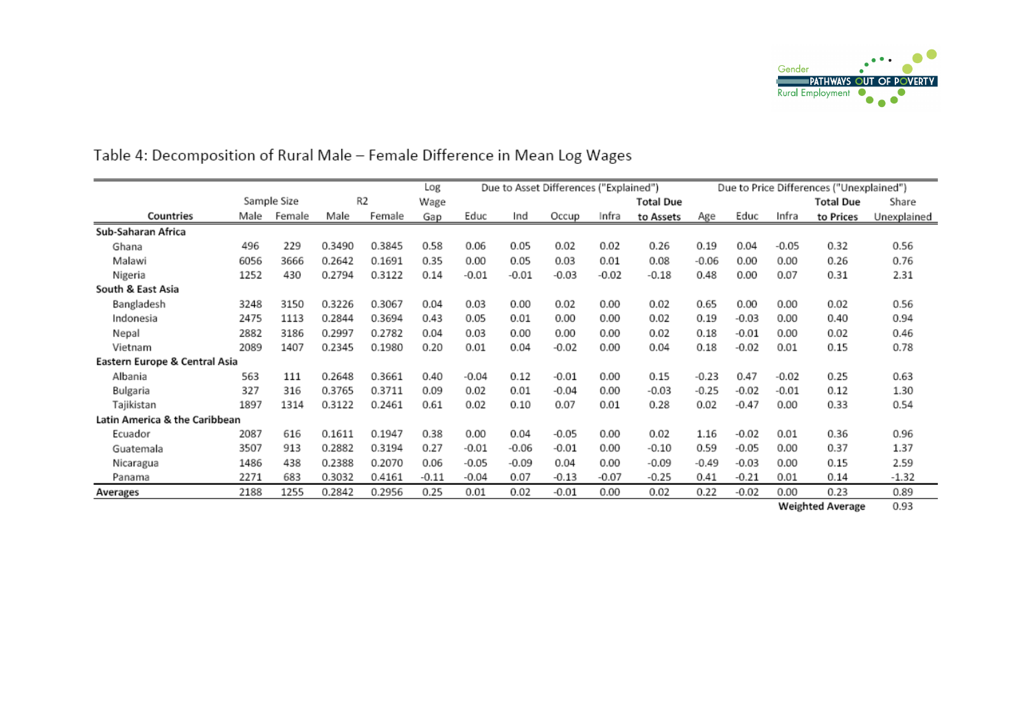## Table 4: Decomposition of Rural Male – Female Difference in Mean Log Wages

| Countries | Sample Size | | $R^2$ | | Log Wage Gap | Due to Asset Differences ("Explained") | | | | | Due to Price Differences ("Unexplained") | | | | |
|---|---|---|---|---|---|---|---|---|---|---|---|---|---|---|---|
| | Male | Female | Male | Female | | Educ | Ind | Occup | Infra | Total Due to Assets | Age | Educ | Infra | Total Due to Prices | Share Unexplained |
| **Sub-Saharan Africa** | | | | | | | | | | | | | | | |
| Ghana | 496 | 229 | 0.3490 | 0.3845 | 0.58 | 0.06 | 0.05 | 0.02 | 0.02 | 0.26 | 0.19 | 0.04 | -0.05 | 0.32 | 0.56 |
| Malawi | 6056 | 3666 | 0.2642 | 0.1691 | 0.35 | 0.00 | 0.05 | 0.03 | 0.01 | 0.08 | -0.06 | 0.00 | 0.00 | 0.26 | 0.76 |
| Nigeria | 1252 | 430 | 0.2794 | 0.3122 | 0.14 | -0.01 | -0.01 | -0.03 | -0.02 | -0.18 | 0.48 | 0.00 | 0.07 | 0.31 | 2.31 |
| **South & East Asia** | | | | | | | | | | | | | | | |
| Bangladesh | 3248 | 3150 | 0.3226 | 0.3067 | 0.04 | 0.03 | 0.00 | 0.02 | 0.00 | 0.02 | 0.65 | 0.00 | 0.00 | 0.02 | 0.56 |
| Indonesia | 2475 | 1113 | 0.2844 | 0.3694 | 0.43 | 0.05 | 0.01 | 0.00 | 0.00 | 0.02 | 0.19 | -0.03 | 0.00 | 0.40 | 0.94 |
| Nepal | 2882 | 3186 | 0.2997 | 0.2782 | 0.04 | 0.03 | 0.00 | 0.00 | 0.00 | 0.02 | 0.18 | -0.01 | 0.00 | 0.02 | 0.46 |
| Vietnam | 2089 | 1407 | 0.2345 | 0.1980 | 0.20 | 0.01 | 0.04 | -0.02 | 0.00 | 0.04 | 0.18 | -0.02 | 0.01 | 0.15 | 0.78 |
| **Eastern Europe & Central Asia** | | | | | | | | | | | | | | | |
| Albania | 563 | 111 | 0.2648 | 0.3661 | 0.40 | -0.04 | 0.12 | -0.01 | 0.00 | 0.15 | -0.23 | 0.47 | -0.02 | 0.25 | 0.63 |
| Bulgaria | 327 | 316 | 0.3765 | 0.3711 | 0.09 | 0.02 | 0.01 | -0.04 | 0.00 | -0.03 | -0.25 | -0.02 | -0.01 | 0.12 | 1.30 |
| Tajikistan | 1897 | 1314 | 0.3122 | 0.2461 | 0.61 | 0.02 | 0.10 | 0.07 | 0.01 | 0.28 | 0.02 | -0.47 | 0.00 | 0.33 | 0.54 |
| **Latin America & the Caribbean** | | | | | | | | | | | | | | | |
| Ecuador | 2087 | 616 | 0.1611 | 0.1947 | 0.38 | 0.00 | 0.04 | -0.05 | 0.00 | 0.02 | 1.16 | -0.02 | 0.01 | 0.36 | 0.96 |
| Guatemala | 3507 | 913 | 0.2882 | 0.3194 | 0.27 | -0.01 | -0.06 | -0.01 | 0.00 | -0.10 | 0.59 | -0.05 | 0.00 | 0.37 | 1.37 |
| Nicaragua | 1486 | 438 | 0.2388 | 0.2070 | 0.06 | -0.05 | -0.09 | 0.04 | 0.00 | -0.09 | -0.49 | -0.03 | 0.00 | 0.15 | 2.59 |
| Panama | 2271 | 683 | 0.3032 | 0.4161 | -0.11 | -0.04 | 0.07 | -0.13 | -0.07 | -0.25 | 0.41 | -0.21 | 0.01 | 0.14 | -1.32 |
| **Averages** | 2188 | 1255 | 0.2842 | 0.2956 | 0.25 | 0.01 | 0.02 | -0.01 | 0.00 | 0.02 | 0.22 | -0.02 | 0.00 | 0.23 | 0.89 |
| | | | | | | | | | | | | | | **Weighted Average** | 0.93 |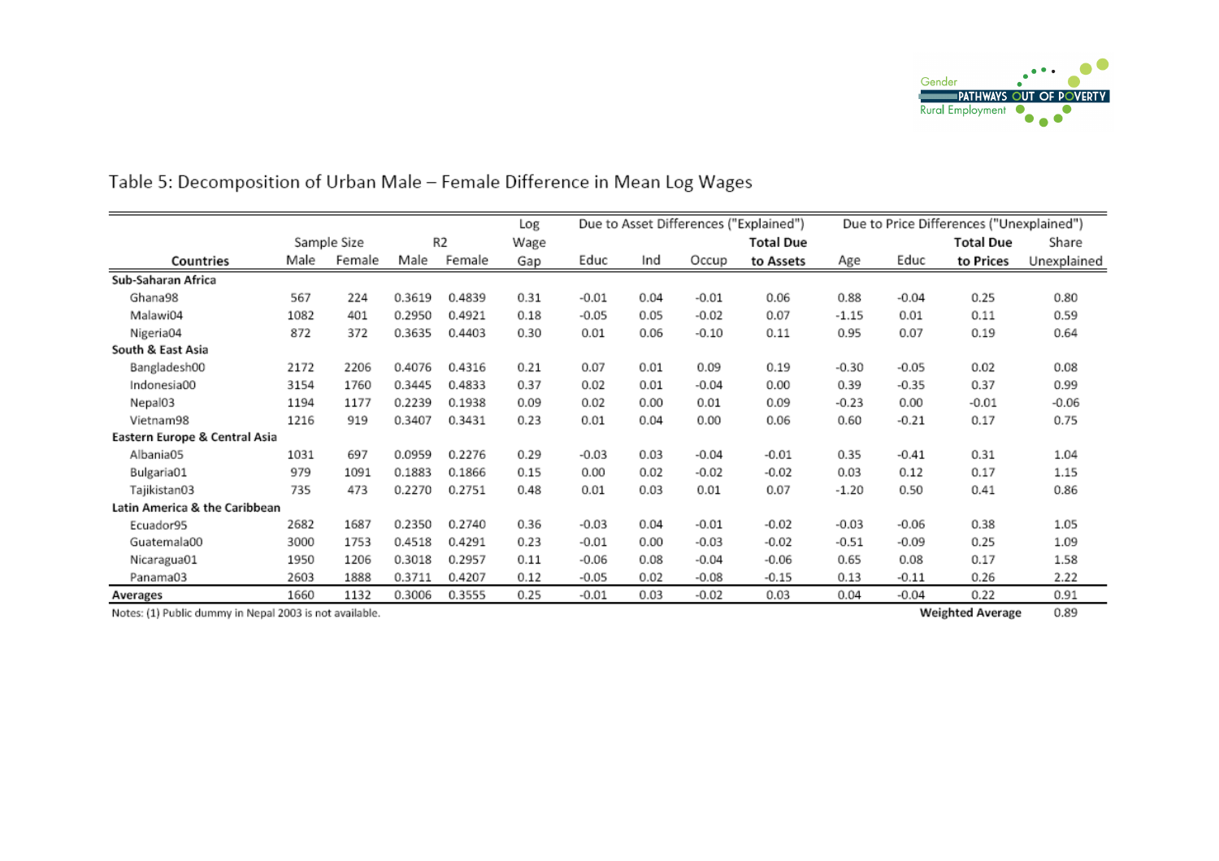Table 5: Decomposition of Urban Male – Female Difference in Mean Log Wages

| Countries | Sample Size | | R2 | | Log Wage Gap | Due to Asset Differences ("Explained") | | | | Due to Price Differences ("Unexplained") | | | |
|---|---|---|---|---|---|---|---|---|---|---|---|---|---|
| | Male | Female | Male | Female | | Educ | Ind | Occup | **Total Due to Assets** | Age | Educ | **Total Due to Prices** | Share Unexplained |
| **Sub-Saharan Africa** | | | | | | | | | | | | | |
| Ghana98 | 567 | 224 | 0.3619 | 0.4839 | 0.31 | -0.01 | 0.04 | -0.01 | 0.06 | 0.88 | -0.04 | 0.25 | 0.80 |
| Malawi04 | 1082 | 401 | 0.2950 | 0.4921 | 0.18 | -0.05 | 0.05 | -0.02 | 0.07 | -1.15 | 0.01 | 0.11 | 0.59 |
| Nigeria04 | 872 | 372 | 0.3635 | 0.4403 | 0.30 | 0.01 | 0.06 | -0.10 | 0.11 | 0.95 | 0.07 | 0.19 | 0.64 |
| **South & East Asia** | | | | | | | | | | | | | |
| Bangladesh00 | 2172 | 2206 | 0.4076 | 0.4316 | 0.21 | 0.07 | 0.01 | 0.09 | 0.19 | -0.30 | -0.05 | 0.02 | 0.08 |
| Indonesia00 | 3154 | 1760 | 0.3445 | 0.4833 | 0.37 | 0.02 | 0.01 | -0.04 | 0.00 | 0.39 | -0.35 | 0.37 | 0.99 |
| Nepal03 | 1194 | 1177 | 0.2239 | 0.1938 | 0.09 | 0.02 | 0.00 | 0.01 | 0.09 | -0.23 | 0.00 | -0.01 | -0.06 |
| Vietnam98 | 1216 | 919 | 0.3407 | 0.3431 | 0.23 | 0.01 | 0.04 | 0.00 | 0.06 | 0.60 | -0.21 | 0.17 | 0.75 |
| **Eastern Europe & Central Asia** | | | | | | | | | | | | | |
| Albania05 | 1031 | 697 | 0.0959 | 0.2276 | 0.29 | -0.03 | 0.03 | -0.04 | -0.01 | 0.35 | -0.41 | 0.31 | 1.04 |
| Bulgaria01 | 979 | 1091 | 0.1883 | 0.1866 | 0.15 | 0.00 | 0.02 | -0.02 | -0.02 | 0.03 | 0.12 | 0.17 | 1.15 |
| Tajikistan03 | 735 | 473 | 0.2270 | 0.2751 | 0.48 | 0.01 | 0.03 | 0.01 | 0.07 | -1.20 | 0.50 | 0.41 | 0.86 |
| **Latin America & the Caribbean** | | | | | | | | | | | | | |
| Ecuador95 | 2682 | 1687 | 0.2350 | 0.2740 | 0.36 | -0.03 | 0.04 | -0.01 | -0.02 | -0.03 | -0.06 | 0.38 | 1.05 |
| Guatemala00 | 3000 | 1753 | 0.4518 | 0.4291 | 0.23 | -0.01 | 0.00 | -0.03 | -0.02 | -0.51 | -0.09 | 0.25 | 1.09 |
| Nicaragua01 | 1950 | 1206 | 0.3018 | 0.2957 | 0.11 | -0.06 | 0.08 | -0.04 | -0.06 | 0.65 | 0.08 | 0.17 | 1.58 |
| Panama03 | 2603 | 1888 | 0.3711 | 0.4207 | 0.12 | -0.05 | 0.02 | -0.08 | -0.15 | 0.13 | -0.11 | 0.26 | 2.22 |
| **Averages** | 1660 | 1132 | 0.3006 | 0.3555 | 0.25 | -0.01 | 0.03 | -0.02 | 0.03 | 0.04 | -0.04 | 0.22 | 0.91 |
| | | | | | | | | | | | | **Weighted Average** | 0.89 |

Notes: (1) Public dummy in Nepal 2003 is not available.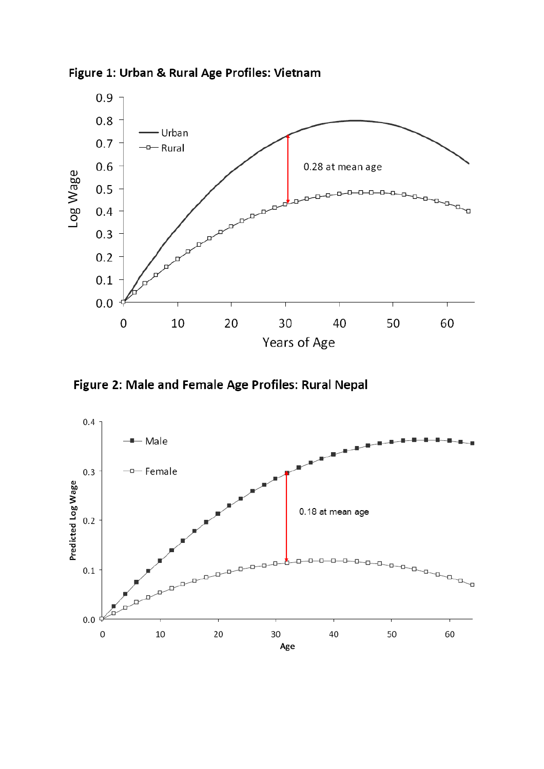**Figure 1: Urban & Rural Age Profiles: Vietnam**

**Figure 2: Male and Female Age Profiles: Rural Nepal**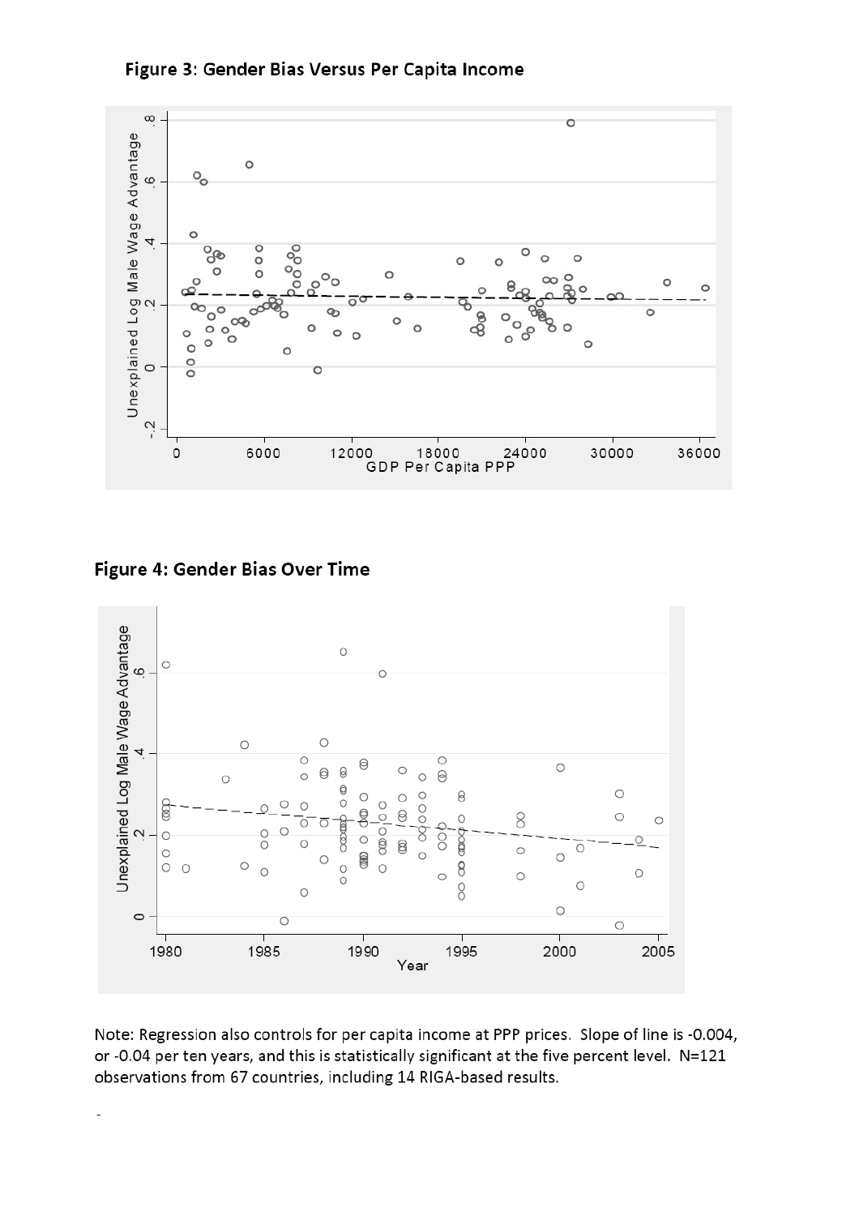**Figure 3: Gender Bias Versus Per Capita Income**

**Figure 4: Gender Bias Over Time**

Note: Regression also controls for per capita income at PPP prices. Slope of line is -0.004, or -0.04 per ten years, and this is statistically significant at the five percent level. N=121 observations from 67 countries, including 14 RIGA-based results.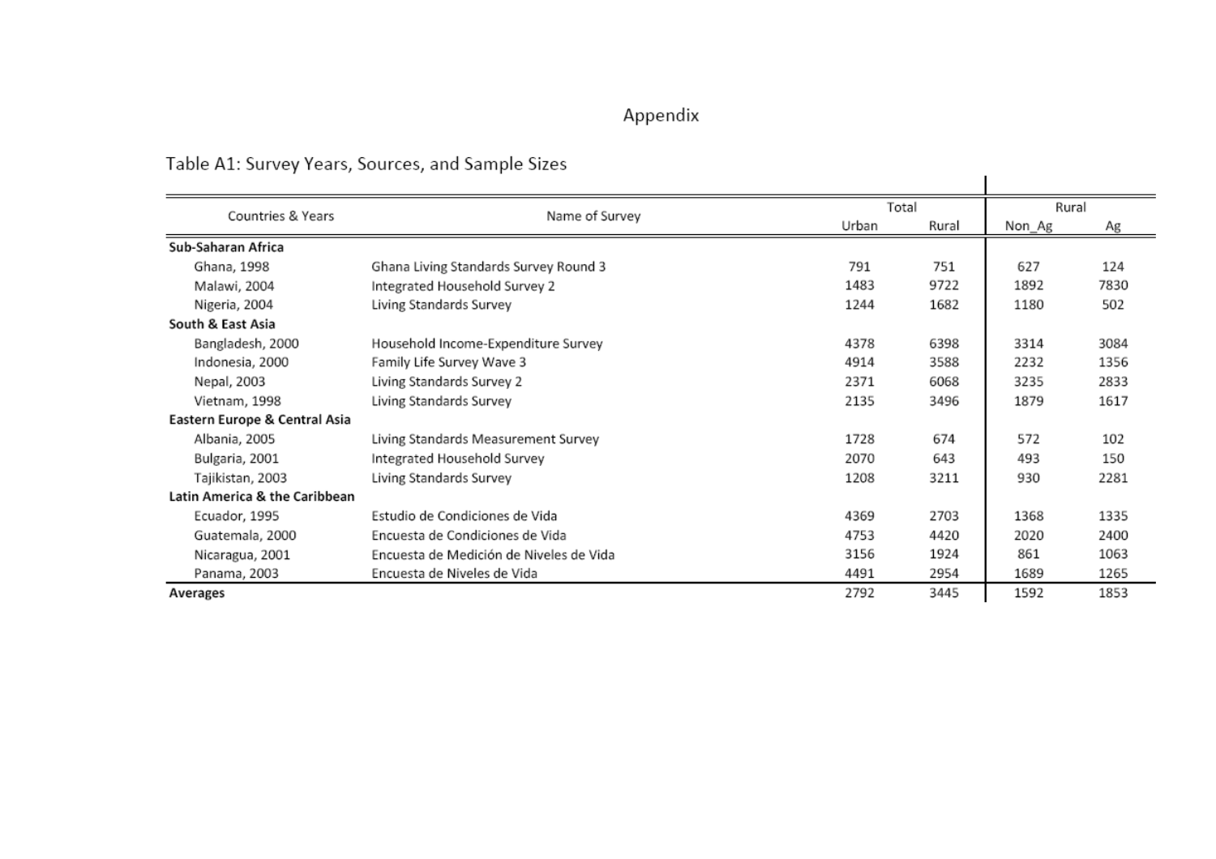# Appendix

Table A1: Survey Years, Sources, and Sample Sizes

| Countries & Years | Name of Survey | Total | | Rural | |
|---|---|---|---|---|---|
| | | Urban | Rural | Non_Ag | Ag |
| **Sub-Saharan Africa** | | | | | |
| Ghana, 1998 | Ghana Living Standards Survey Round 3 | 791 | 751 | 627 | 124 |
| Malawi, 2004 | Integrated Household Survey 2 | 1483 | 9722 | 1892 | 7830 |
| Nigeria, 2004 | Living Standards Survey | 1244 | 1682 | 1180 | 502 |
| **South & East Asia** | | | | | |
| Bangladesh, 2000 | Household Income-Expenditure Survey | 4378 | 6398 | 3314 | 3084 |
| Indonesia, 2000 | Family Life Survey Wave 3 | 4914 | 3588 | 2232 | 1356 |
| Nepal, 2003 | Living Standards Survey 2 | 2371 | 6068 | 3235 | 2833 |
| Vietnam, 1998 | Living Standards Survey | 2135 | 3496 | 1879 | 1617 |
| **Eastern Europe & Central Asia** | | | | | |
| Albania, 2005 | Living Standards Measurement Survey | 1728 | 674 | 572 | 102 |
| Bulgaria, 2001 | Integrated Household Survey | 2070 | 643 | 493 | 150 |
| Tajikistan, 2003 | Living Standards Survey | 1208 | 3211 | 930 | 2281 |
| **Latin America & the Caribbean** | | | | | |
| Ecuador, 1995 | Estudio de Condiciones de Vida | 4369 | 2703 | 1368 | 1335 |
| Guatemala, 2000 | Encuesta de Condiciones de Vida | 4753 | 4420 | 2020 | 2400 |
| Nicaragua, 2001 | Encuesta de Medición de Niveles de Vida | 3156 | 1924 | 861 | 1063 |
| Panama, 2003 | Encuesta de Niveles de Vida | 4491 | 2954 | 1689 | 1265 |
| **Averages** | | 2792 | 3445 | 1592 | 1853 |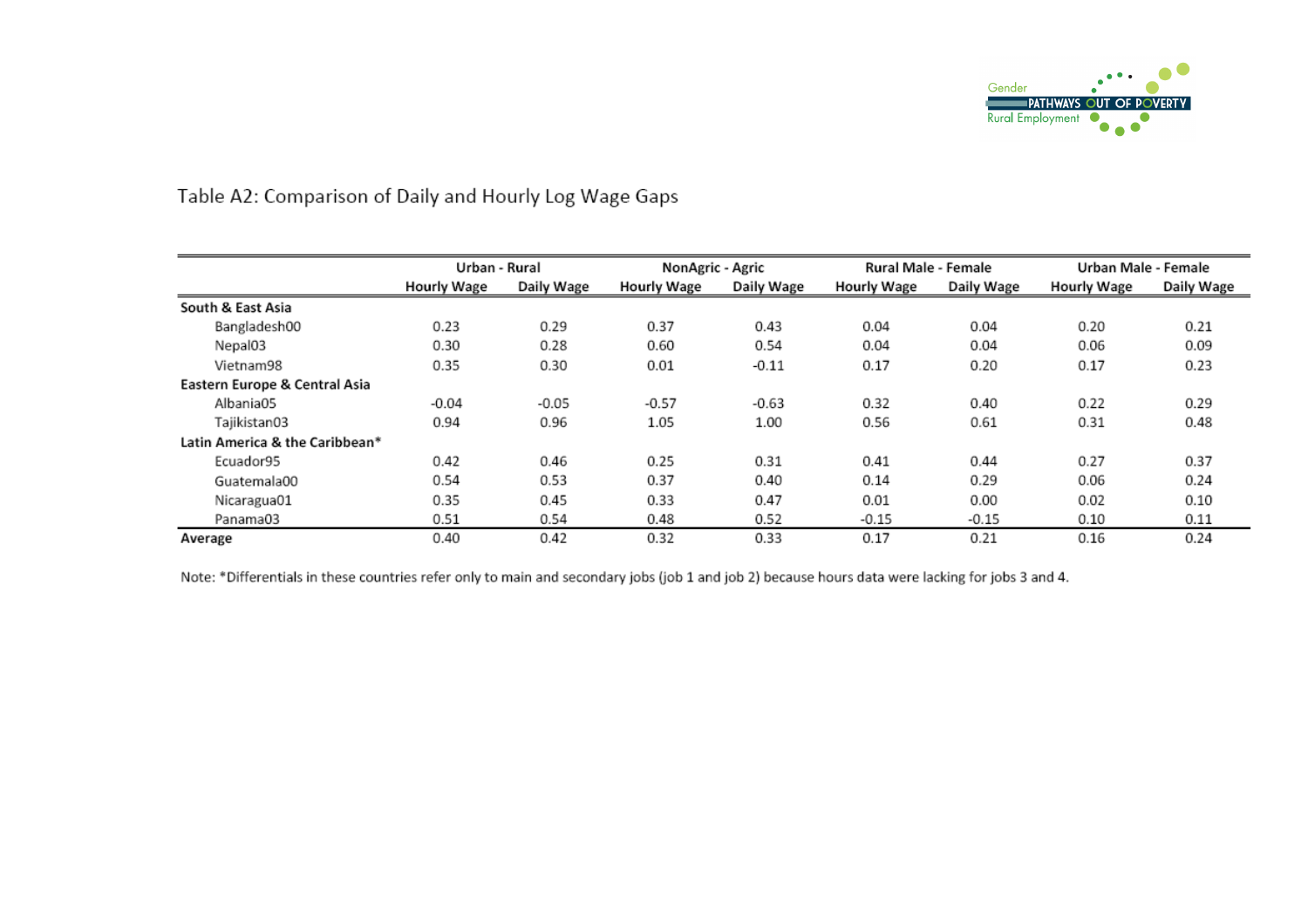Table A2: Comparison of Daily and Hourly Log Wage Gaps

| | Urban - Rural | | NonAgric - Agric | | Rural Male - Female | | Urban Male - Female | |
|---|---|---|---|---|---|---|---|---|
| | Hourly Wage | Daily Wage | Hourly Wage | Daily Wage | Hourly Wage | Daily Wage | Hourly Wage | Daily Wage |
| **South & East Asia** | | | | | | | | |
| Bangladesh00 | 0.23 | 0.29 | 0.37 | 0.43 | 0.04 | 0.04 | 0.20 | 0.21 |
| Nepal03 | 0.30 | 0.28 | 0.60 | 0.54 | 0.04 | 0.04 | 0.06 | 0.09 |
| Vietnam98 | 0.35 | 0.30 | 0.01 | -0.11 | 0.17 | 0.20 | 0.17 | 0.23 |
| **Eastern Europe & Central Asia** | | | | | | | | |
| Albania05 | -0.04 | -0.05 | -0.57 | -0.63 | 0.32 | 0.40 | 0.22 | 0.29 |
| Tajikistan03 | 0.94 | 0.96 | 1.05 | 1.00 | 0.56 | 0.61 | 0.31 | 0.48 |
| **Latin America & the Caribbean*** | | | | | | | | |
| Ecuador95 | 0.42 | 0.46 | 0.25 | 0.31 | 0.41 | 0.44 | 0.27 | 0.37 |
| Guatemala00 | 0.54 | 0.53 | 0.37 | 0.40 | 0.14 | 0.29 | 0.06 | 0.24 |
| Nicaragua01 | 0.35 | 0.45 | 0.33 | 0.47 | 0.01 | 0.00 | 0.02 | 0.10 |
| Panama03 | 0.51 | 0.54 | 0.48 | 0.52 | -0.15 | -0.15 | 0.10 | 0.11 |
| **Average** | 0.40 | 0.42 | 0.32 | 0.33 | 0.17 | 0.21 | 0.16 | 0.24 |

Note: *Differentials in these countries refer only to main and secondary jobs (job 1 and job 2) because hours data were lacking for jobs 3 and 4.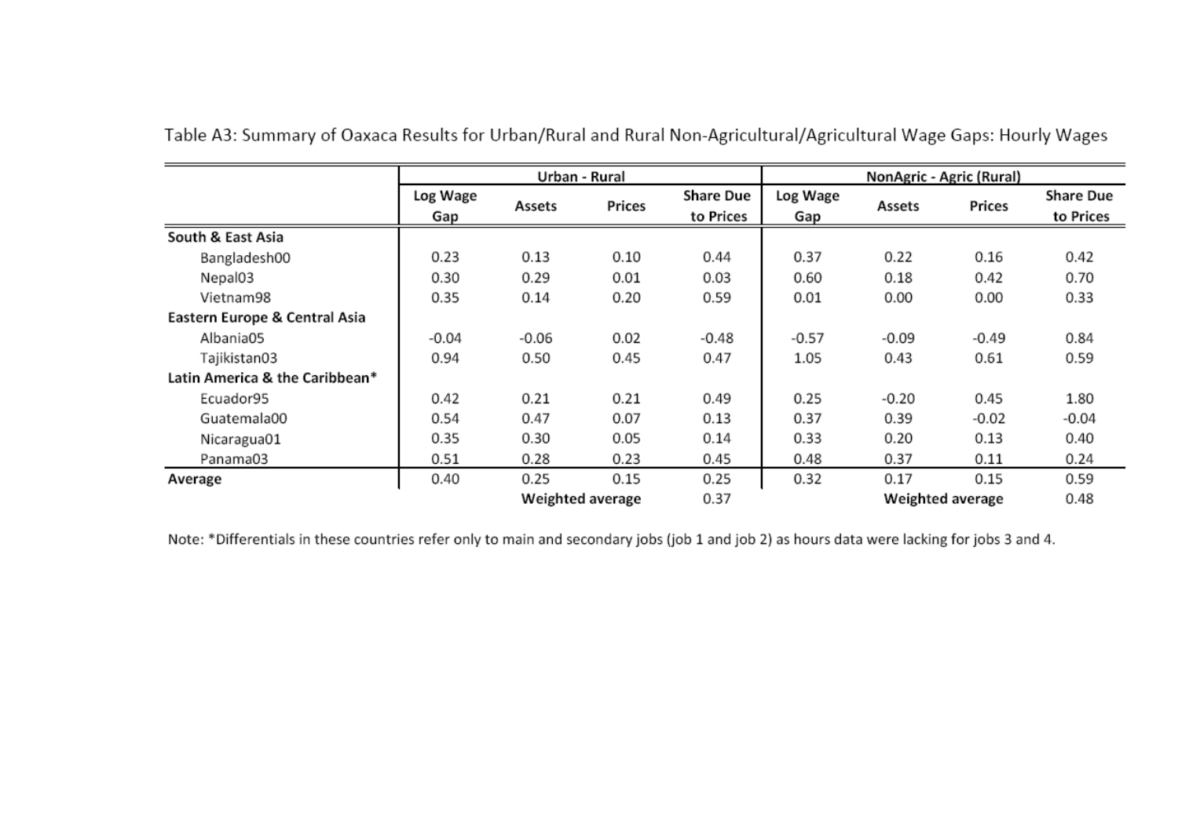Table A3: Summary of Oaxaca Results for Urban/Rural and Rural Non-Agricultural/Agricultural Wage Gaps: Hourly Wages

| | Urban - Rural | | | | NonAgric - Agric (Rural) | | | |
|---|---|---|---|---|---|---|---|---|
| | Log Wage Gap | Assets | Prices | Share Due to Prices | Log Wage Gap | Assets | Prices | Share Due to Prices |
| **South & East Asia** | | | | | | | | |
| Bangladesh00 | 0.23 | 0.13 | 0.10 | 0.44 | 0.37 | 0.22 | 0.16 | 0.42 |
| Nepal03 | 0.30 | 0.29 | 0.01 | 0.03 | 0.60 | 0.18 | 0.42 | 0.70 |
| Vietnam98 | 0.35 | 0.14 | 0.20 | 0.59 | 0.01 | 0.00 | 0.00 | 0.33 |
| **Eastern Europe & Central Asia** | | | | | | | | |
| Albania05 | -0.04 | -0.06 | 0.02 | -0.48 | -0.57 | -0.09 | -0.49 | 0.84 |
| Tajikistan03 | 0.94 | 0.50 | 0.45 | 0.47 | 1.05 | 0.43 | 0.61 | 0.59 |
| **Latin America & the Caribbean*** | | | | | | | | |
| Ecuador95 | 0.42 | 0.21 | 0.21 | 0.49 | 0.25 | -0.20 | 0.45 | 1.80 |
| Guatemala00 | 0.54 | 0.47 | 0.07 | 0.13 | 0.37 | 0.39 | -0.02 | -0.04 |
| Nicaragua01 | 0.35 | 0.30 | 0.05 | 0.14 | 0.33 | 0.20 | 0.13 | 0.40 |
| Panama03 | 0.51 | 0.28 | 0.23 | 0.45 | 0.48 | 0.37 | 0.11 | 0.24 |
| **Average** | 0.40 | 0.25 | 0.15 | 0.25 | 0.32 | 0.17 | 0.15 | 0.59 |
| | | **Weighted average** | | 0.37 | | **Weighted average** | | 0.48 |

Note: *Differentials in these countries refer only to main and secondary jobs (job 1 and job 2) as hours data were lacking for jobs 3 and 4.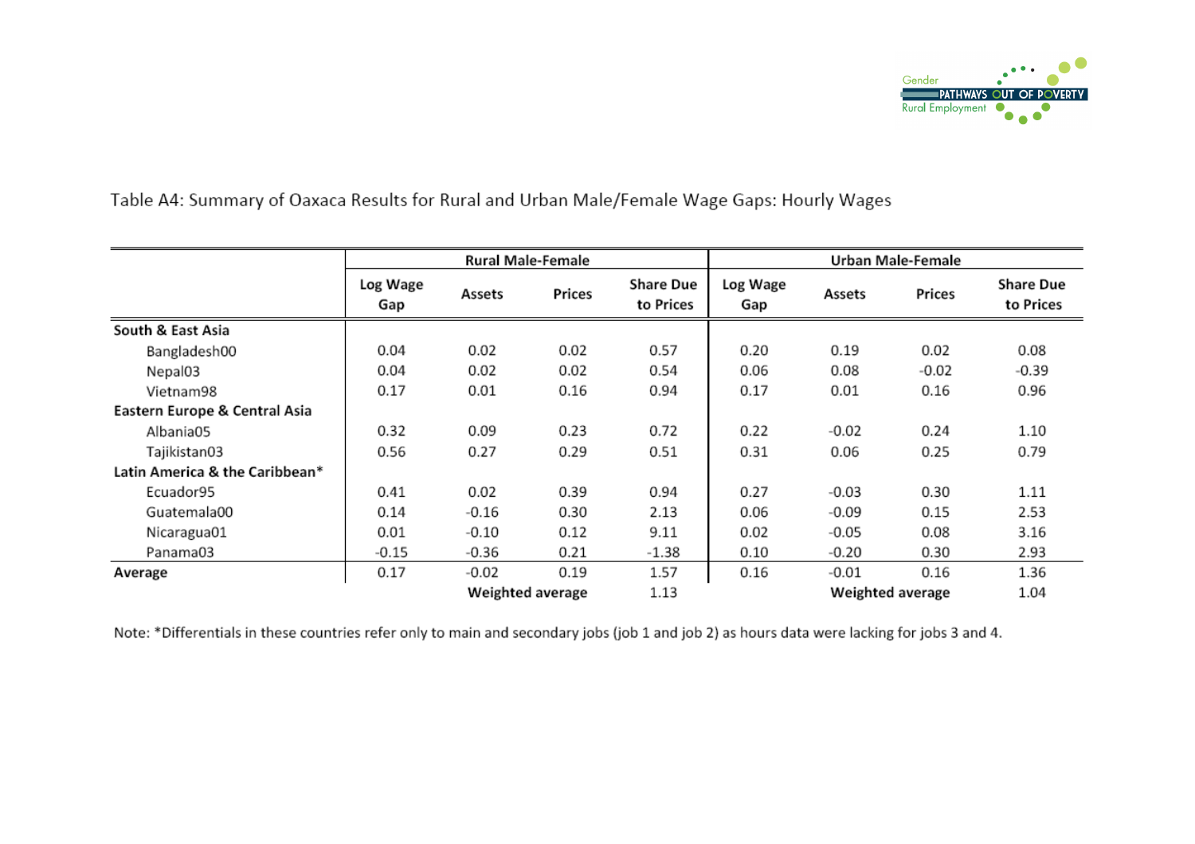Table A4: Summary of Oaxaca Results for Rural and Urban Male/Female Wage Gaps: Hourly Wages

| | Rural Male-Female | | | | Urban Male-Female | | | |
|---|---|---|---|---|---|---|---|---|
| | Log Wage Gap | Assets | Prices | Share Due to Prices | Log Wage Gap | Assets | Prices | Share Due to Prices |
| **South & East Asia** | | | | | | | | |
| Bangladesh00 | 0.04 | 0.02 | 0.02 | 0.57 | 0.20 | 0.19 | 0.02 | 0.08 |
| Nepal03 | 0.04 | 0.02 | 0.02 | 0.54 | 0.06 | 0.08 | -0.02 | -0.39 |
| Vietnam98 | 0.17 | 0.01 | 0.16 | 0.94 | 0.17 | 0.01 | 0.16 | 0.96 |
| **Eastern Europe & Central Asia** | | | | | | | | |
| Albania05 | 0.32 | 0.09 | 0.23 | 0.72 | 0.22 | -0.02 | 0.24 | 1.10 |
| Tajikistan03 | 0.56 | 0.27 | 0.29 | 0.51 | 0.31 | 0.06 | 0.25 | 0.79 |
| **Latin America & the Caribbean*** | | | | | | | | |
| Ecuador95 | 0.41 | 0.02 | 0.39 | 0.94 | 0.27 | -0.03 | 0.30 | 1.11 |
| Guatemala00 | 0.14 | -0.16 | 0.30 | 2.13 | 0.06 | -0.09 | 0.15 | 2.53 |
| Nicaragua01 | 0.01 | -0.10 | 0.12 | 9.11 | 0.02 | -0.05 | 0.08 | 3.16 |
| Panama03 | -0.15 | -0.36 | 0.21 | -1.38 | 0.10 | -0.20 | 0.30 | 2.93 |
| **Average** | 0.17 | -0.02 | 0.19 | 1.57 | 0.16 | -0.01 | 0.16 | 1.36 |
| | | **Weighted average** | | 1.13 | | **Weighted average** | | 1.04 |

Note: *Differentials in these countries refer only to main and secondary jobs (job 1 and job 2) as hours data were lacking for jobs 3 and 4.